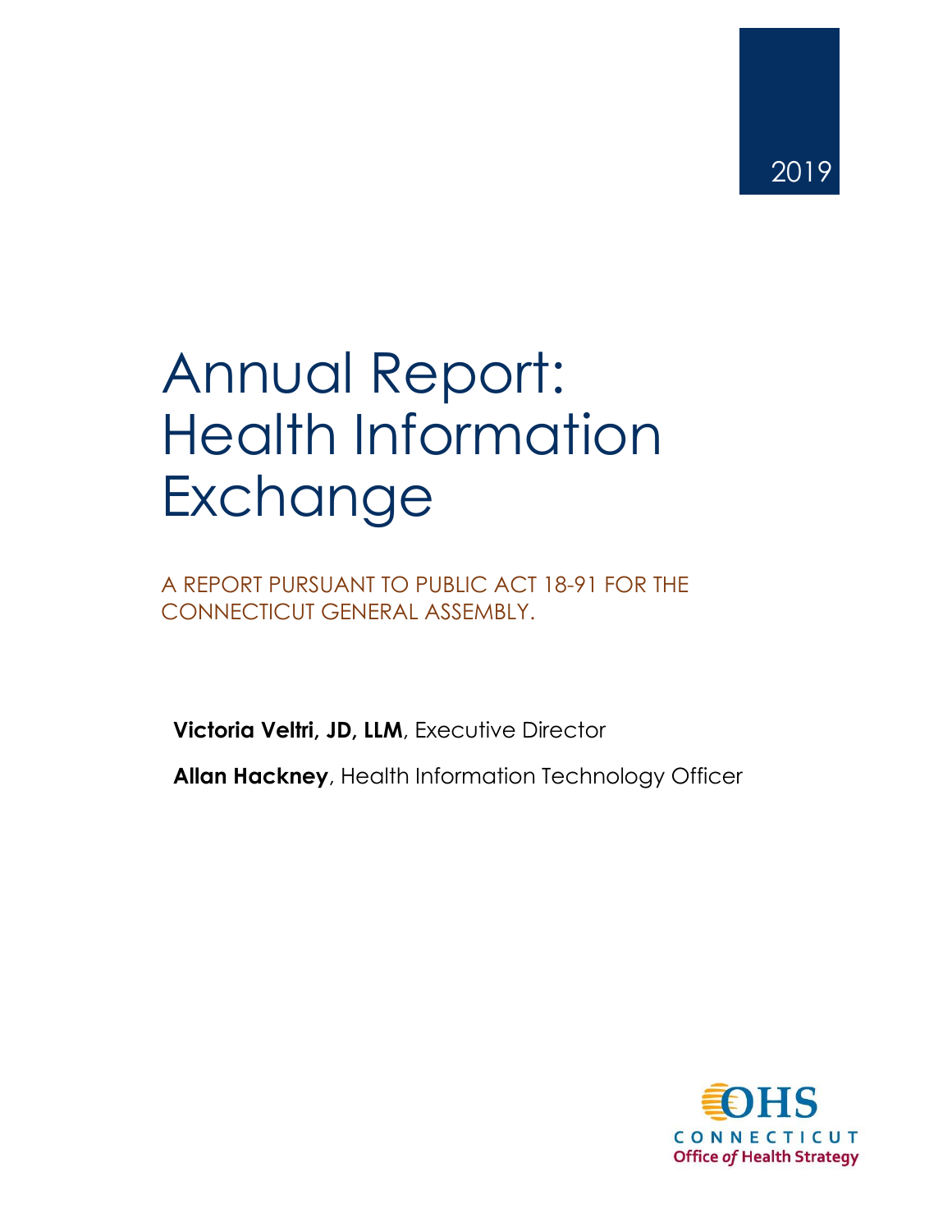2019

# Annual Report: Health Information Exchange

A REPORT PURSUANT TO PUBLIC ACT 18-91 FOR THE CONNECTICUT GENERAL ASSEMBLY.

**Victoria Veltri, JD, LLM**, Executive Director

**Allan Hackney**, Health Information Technology Officer

OHS
CONNECTICUT
Office *of* Health Strategy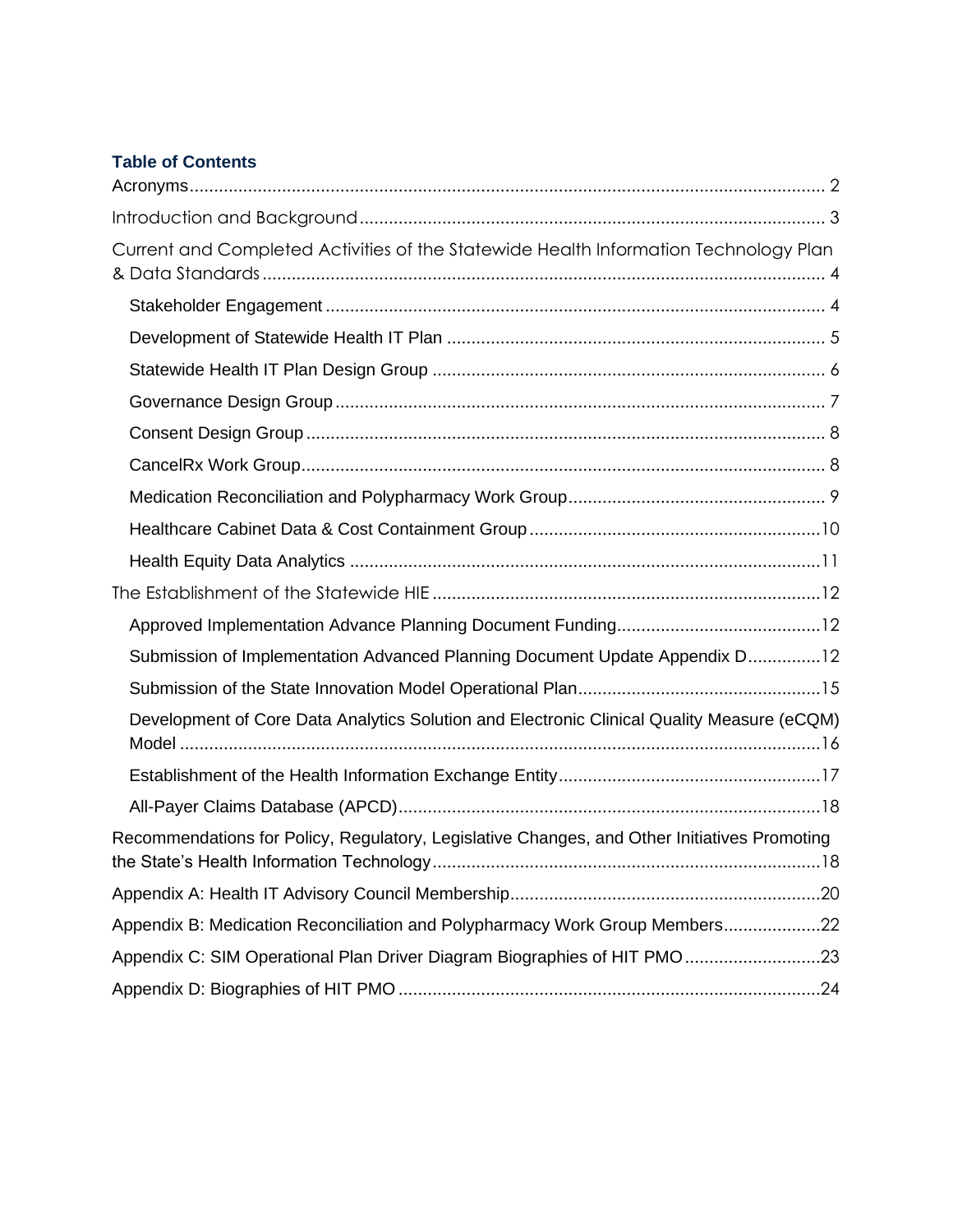**Table of Contents**

Acronyms .......... 2

Introduction and Background .......... 3

Current and Completed Activities of the Statewide Health Information Technology Plan & Data Standards .......... 4

- Stakeholder Engagement .......... 4
- Development of Statewide Health IT Plan .......... 5
- Statewide Health IT Plan Design Group .......... 6
- Governance Design Group .......... 7
- Consent Design Group .......... 8
- CancelRx Work Group .......... 8
- Medication Reconciliation and Polypharmacy Work Group .......... 9
- Healthcare Cabinet Data & Cost Containment Group .......... 10
- Health Equity Data Analytics .......... 11

The Establishment of the Statewide HIE .......... 12

- Approved Implementation Advance Planning Document Funding .......... 12
- Submission of Implementation Advanced Planning Document Update Appendix D .......... 12
- Submission of the State Innovation Model Operational Plan .......... 15
- Development of Core Data Analytics Solution and Electronic Clinical Quality Measure (eCQM) Model .......... 16
- Establishment of the Health Information Exchange Entity .......... 17
- All-Payer Claims Database (APCD) .......... 18

Recommendations for Policy, Regulatory, Legislative Changes, and Other Initiatives Promoting the State's Health Information Technology .......... 18

Appendix A: Health IT Advisory Council Membership .......... 20

Appendix B: Medication Reconciliation and Polypharmacy Work Group Members .......... 22

Appendix C: SIM Operational Plan Driver Diagram Biographies of HIT PMO .......... 23

Appendix D: Biographies of HIT PMO .......... 24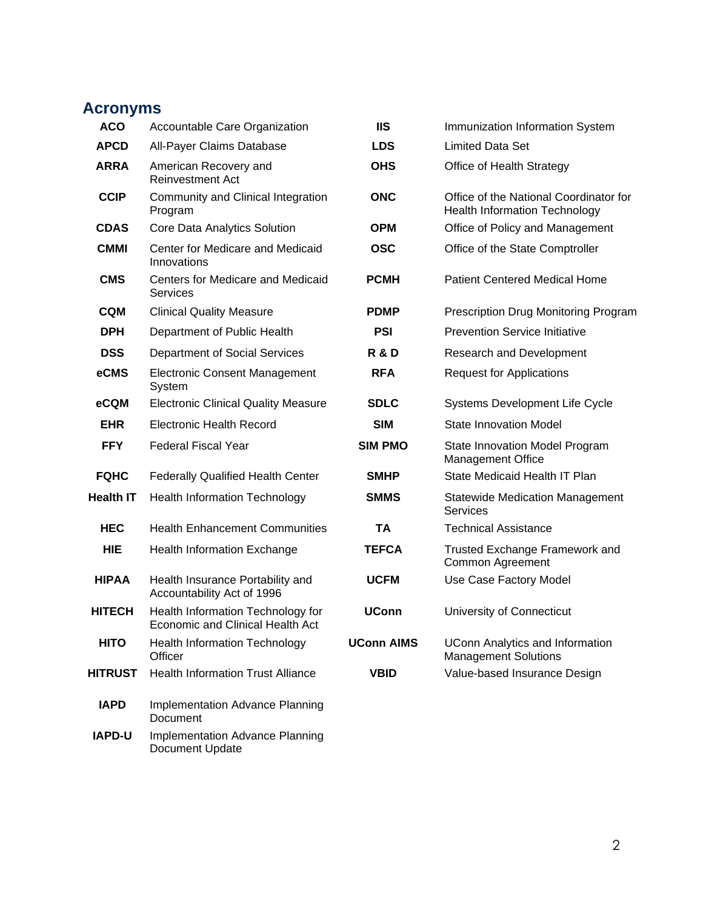## Acronyms

| Acronym | Definition |
|---|---|
| **ACO** | Accountable Care Organization |
| **APCD** | All-Payer Claims Database |
| **ARRA** | American Recovery and Reinvestment Act |
| **CCIP** | Community and Clinical Integration Program |
| **CDAS** | Core Data Analytics Solution |
| **CMMI** | Center for Medicare and Medicaid Innovations |
| **CMS** | Centers for Medicare and Medicaid Services |
| **CQM** | Clinical Quality Measure |
| **DPH** | Department of Public Health |
| **DSS** | Department of Social Services |
| **eCMS** | Electronic Consent Management System |
| **eCQM** | Electronic Clinical Quality Measure |
| **EHR** | Electronic Health Record |
| **FFY** | Federal Fiscal Year |
| **FQHC** | Federally Qualified Health Center |
| **Health IT** | Health Information Technology |
| **HEC** | Health Enhancement Communities |
| **HIE** | Health Information Exchange |
| **HIPAA** | Health Insurance Portability and Accountability Act of 1996 |
| **HITECH** | Health Information Technology for Economic and Clinical Health Act |
| **HITO** | Health Information Technology Officer |
| **HITRUST** | Health Information Trust Alliance |
| **IAPD** | Implementation Advance Planning Document |
| **IAPD-U** | Implementation Advance Planning Document Update |
| **IIS** | Immunization Information System |
| **LDS** | Limited Data Set |
| **OHS** | Office of Health Strategy |
| **ONC** | Office of the National Coordinator for Health Information Technology |
| **OPM** | Office of Policy and Management |
| **OSC** | Office of the State Comptroller |
| **PCMH** | Patient Centered Medical Home |
| **PDMP** | Prescription Drug Monitoring Program |
| **PSI** | Prevention Service Initiative |
| **R & D** | Research and Development |
| **RFA** | Request for Applications |
| **SDLC** | Systems Development Life Cycle |
| **SIM** | State Innovation Model |
| **SIM PMO** | State Innovation Model Program Management Office |
| **SMHP** | State Medicaid Health IT Plan |
| **SMMS** | Statewide Medication Management Services |
| **TA** | Technical Assistance |
| **TEFCA** | Trusted Exchange Framework and Common Agreement |
| **UCFM** | Use Case Factory Model |
| **UConn** | University of Connecticut |
| **UConn AIMS** | UConn Analytics and Information Management Solutions |
| **VBID** | Value-based Insurance Design |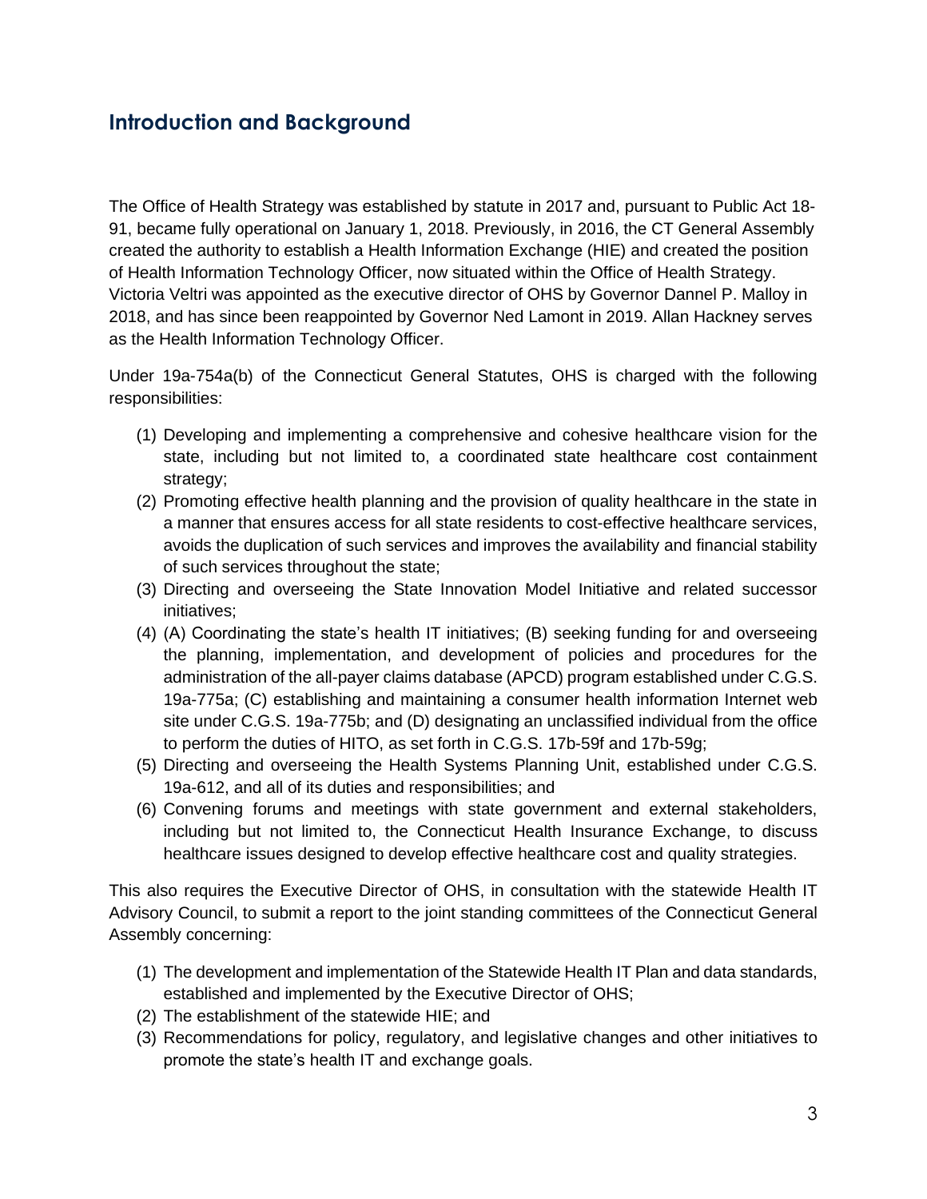## Introduction and Background

The Office of Health Strategy was established by statute in 2017 and, pursuant to Public Act 18-91, became fully operational on January 1, 2018. Previously, in 2016, the CT General Assembly created the authority to establish a Health Information Exchange (HIE) and created the position of Health Information Technology Officer, now situated within the Office of Health Strategy. Victoria Veltri was appointed as the executive director of OHS by Governor Dannel P. Malloy in 2018, and has since been reappointed by Governor Ned Lamont in 2019. Allan Hackney serves as the Health Information Technology Officer.

Under 19a-754a(b) of the Connecticut General Statutes, OHS is charged with the following responsibilities:

(1) Developing and implementing a comprehensive and cohesive healthcare vision for the state, including but not limited to, a coordinated state healthcare cost containment strategy;
(2) Promoting effective health planning and the provision of quality healthcare in the state in a manner that ensures access for all state residents to cost-effective healthcare services, avoids the duplication of such services and improves the availability and financial stability of such services throughout the state;
(3) Directing and overseeing the State Innovation Model Initiative and related successor initiatives;
(4) (A) Coordinating the state's health IT initiatives; (B) seeking funding for and overseeing the planning, implementation, and development of policies and procedures for the administration of the all-payer claims database (APCD) program established under C.G.S. 19a-775a; (C) establishing and maintaining a consumer health information Internet web site under C.G.S. 19a-775b; and (D) designating an unclassified individual from the office to perform the duties of HITO, as set forth in C.G.S. 17b-59f and 17b-59g;
(5) Directing and overseeing the Health Systems Planning Unit, established under C.G.S. 19a-612, and all of its duties and responsibilities; and
(6) Convening forums and meetings with state government and external stakeholders, including but not limited to, the Connecticut Health Insurance Exchange, to discuss healthcare issues designed to develop effective healthcare cost and quality strategies.

This also requires the Executive Director of OHS, in consultation with the statewide Health IT Advisory Council, to submit a report to the joint standing committees of the Connecticut General Assembly concerning:

(1) The development and implementation of the Statewide Health IT Plan and data standards, established and implemented by the Executive Director of OHS;
(2) The establishment of the statewide HIE; and
(3) Recommendations for policy, regulatory, and legislative changes and other initiatives to promote the state's health IT and exchange goals.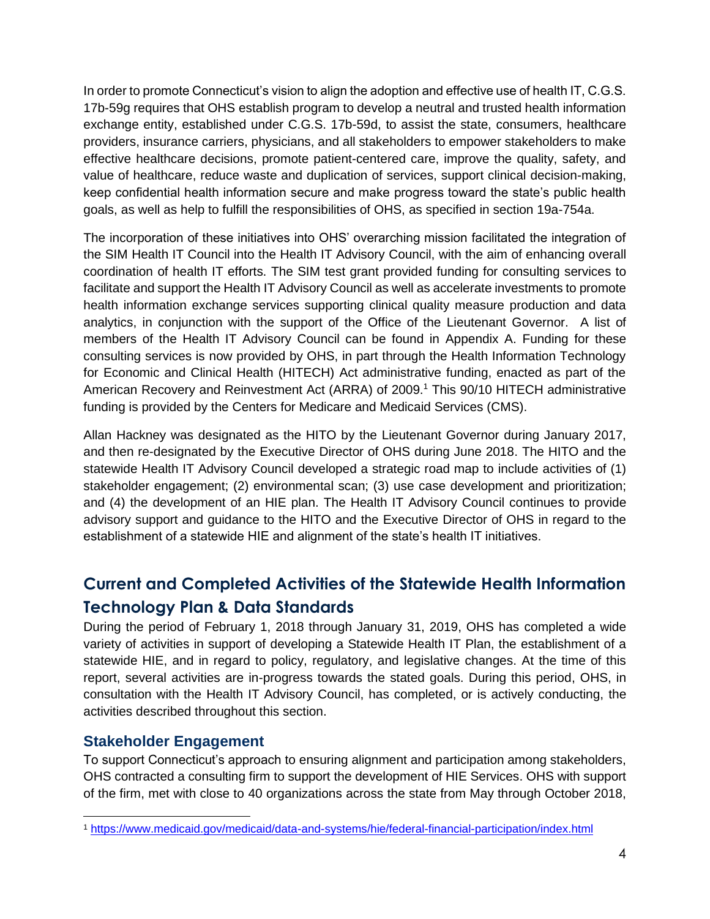In order to promote Connecticut's vision to align the adoption and effective use of health IT, C.G.S. 17b-59g requires that OHS establish program to develop a neutral and trusted health information exchange entity, established under C.G.S. 17b-59d, to assist the state, consumers, healthcare providers, insurance carriers, physicians, and all stakeholders to empower stakeholders to make effective healthcare decisions, promote patient-centered care, improve the quality, safety, and value of healthcare, reduce waste and duplication of services, support clinical decision-making, keep confidential health information secure and make progress toward the state's public health goals, as well as help to fulfill the responsibilities of OHS, as specified in section 19a-754a.

The incorporation of these initiatives into OHS' overarching mission facilitated the integration of the SIM Health IT Council into the Health IT Advisory Council, with the aim of enhancing overall coordination of health IT efforts. The SIM test grant provided funding for consulting services to facilitate and support the Health IT Advisory Council as well as accelerate investments to promote health information exchange services supporting clinical quality measure production and data analytics, in conjunction with the support of the Office of the Lieutenant Governor. A list of members of the Health IT Advisory Council can be found in Appendix A. Funding for these consulting services is now provided by OHS, in part through the Health Information Technology for Economic and Clinical Health (HITECH) Act administrative funding, enacted as part of the American Recovery and Reinvestment Act (ARRA) of 2009.[1] This 90/10 HITECH administrative funding is provided by the Centers for Medicare and Medicaid Services (CMS).

Allan Hackney was designated as the HITO by the Lieutenant Governor during January 2017, and then re-designated by the Executive Director of OHS during June 2018. The HITO and the statewide Health IT Advisory Council developed a strategic road map to include activities of (1) stakeholder engagement; (2) environmental scan; (3) use case development and prioritization; and (4) the development of an HIE plan. The Health IT Advisory Council continues to provide advisory support and guidance to the HITO and the Executive Director of OHS in regard to the establishment of a statewide HIE and alignment of the state's health IT initiatives.

## Current and Completed Activities of the Statewide Health Information Technology Plan & Data Standards

During the period of February 1, 2018 through January 31, 2019, OHS has completed a wide variety of activities in support of developing a Statewide Health IT Plan, the establishment of a statewide HIE, and in regard to policy, regulatory, and legislative changes. At the time of this report, several activities are in-progress towards the stated goals. During this period, OHS, in consultation with the Health IT Advisory Council, has completed, or is actively conducting, the activities described throughout this section.

### Stakeholder Engagement

To support Connecticut's approach to ensuring alignment and participation among stakeholders, OHS contracted a consulting firm to support the development of HIE Services. OHS with support of the firm, met with close to 40 organizations across the state from May through October 2018,

[1] https://www.medicaid.gov/medicaid/data-and-systems/hie/federal-financial-participation/index.html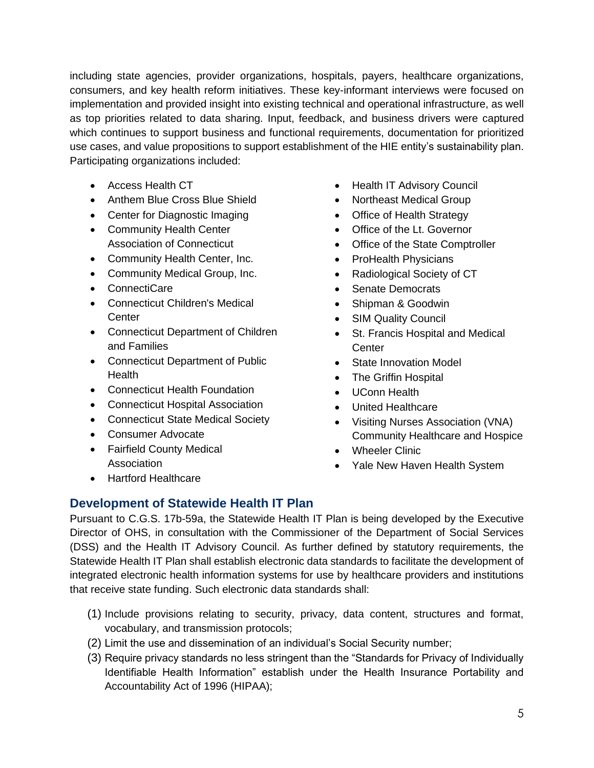including state agencies, provider organizations, hospitals, payers, healthcare organizations, consumers, and key health reform initiatives. These key-informant interviews were focused on implementation and provided insight into existing technical and operational infrastructure, as well as top priorities related to data sharing. Input, feedback, and business drivers were captured which continues to support business and functional requirements, documentation for prioritized use cases, and value propositions to support establishment of the HIE entity's sustainability plan. Participating organizations included:

- Access Health CT
- Anthem Blue Cross Blue Shield
- Center for Diagnostic Imaging
- Community Health Center Association of Connecticut
- Community Health Center, Inc.
- Community Medical Group, Inc.
- ConnectiCare
- Connecticut Children's Medical Center
- Connecticut Department of Children and Families
- Connecticut Department of Public Health
- Connecticut Health Foundation
- Connecticut Hospital Association
- Connecticut State Medical Society
- Consumer Advocate
- Fairfield County Medical Association
- Hartford Healthcare
- Health IT Advisory Council
- Northeast Medical Group
- Office of Health Strategy
- Office of the Lt. Governor
- Office of the State Comptroller
- ProHealth Physicians
- Radiological Society of CT
- Senate Democrats
- Shipman & Goodwin
- SIM Quality Council
- St. Francis Hospital and Medical Center
- State Innovation Model
- The Griffin Hospital
- UConn Health
- United Healthcare
- Visiting Nurses Association (VNA) Community Healthcare and Hospice
- Wheeler Clinic
- Yale New Haven Health System

## Development of Statewide Health IT Plan

Pursuant to C.G.S. 17b-59a, the Statewide Health IT Plan is being developed by the Executive Director of OHS, in consultation with the Commissioner of the Department of Social Services (DSS) and the Health IT Advisory Council. As further defined by statutory requirements, the Statewide Health IT Plan shall establish electronic data standards to facilitate the development of integrated electronic health information systems for use by healthcare providers and institutions that receive state funding. Such electronic data standards shall:

(1) Include provisions relating to security, privacy, data content, structures and format, vocabulary, and transmission protocols;
(2) Limit the use and dissemination of an individual's Social Security number;
(3) Require privacy standards no less stringent than the "Standards for Privacy of Individually Identifiable Health Information" establish under the Health Insurance Portability and Accountability Act of 1996 (HIPAA);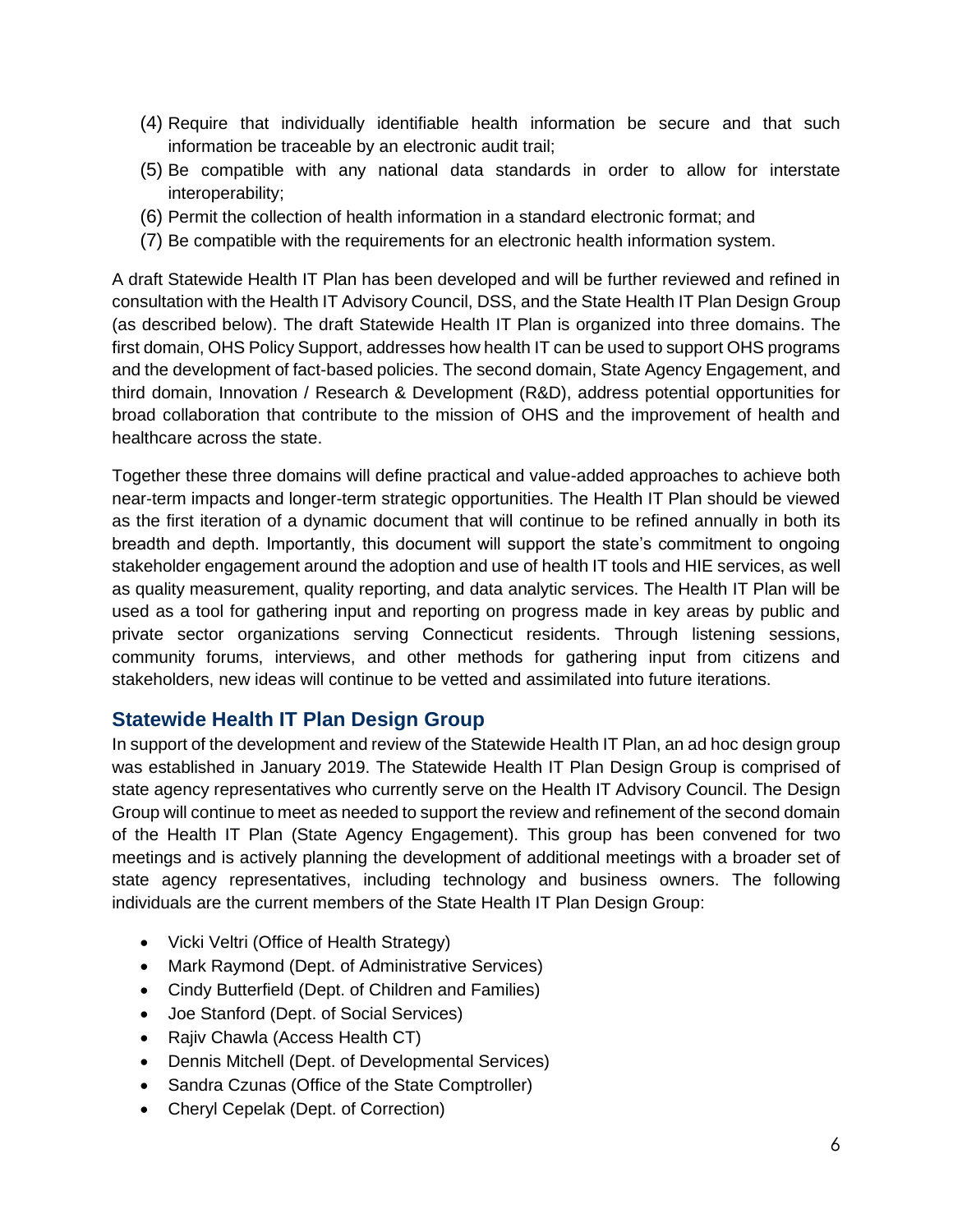(4) Require that individually identifiable health information be secure and that such information be traceable by an electronic audit trail;
(5) Be compatible with any national data standards in order to allow for interstate interoperability;
(6) Permit the collection of health information in a standard electronic format; and
(7) Be compatible with the requirements for an electronic health information system.

A draft Statewide Health IT Plan has been developed and will be further reviewed and refined in consultation with the Health IT Advisory Council, DSS, and the State Health IT Plan Design Group (as described below). The draft Statewide Health IT Plan is organized into three domains. The first domain, OHS Policy Support, addresses how health IT can be used to support OHS programs and the development of fact-based policies. The second domain, State Agency Engagement, and third domain, Innovation / Research & Development (R&D), address potential opportunities for broad collaboration that contribute to the mission of OHS and the improvement of health and healthcare across the state.

Together these three domains will define practical and value-added approaches to achieve both near-term impacts and longer-term strategic opportunities. The Health IT Plan should be viewed as the first iteration of a dynamic document that will continue to be refined annually in both its breadth and depth. Importantly, this document will support the state's commitment to ongoing stakeholder engagement around the adoption and use of health IT tools and HIE services, as well as quality measurement, quality reporting, and data analytic services. The Health IT Plan will be used as a tool for gathering input and reporting on progress made in key areas by public and private sector organizations serving Connecticut residents. Through listening sessions, community forums, interviews, and other methods for gathering input from citizens and stakeholders, new ideas will continue to be vetted and assimilated into future iterations.

## Statewide Health IT Plan Design Group

In support of the development and review of the Statewide Health IT Plan, an ad hoc design group was established in January 2019. The Statewide Health IT Plan Design Group is comprised of state agency representatives who currently serve on the Health IT Advisory Council. The Design Group will continue to meet as needed to support the review and refinement of the second domain of the Health IT Plan (State Agency Engagement). This group has been convened for two meetings and is actively planning the development of additional meetings with a broader set of state agency representatives, including technology and business owners. The following individuals are the current members of the State Health IT Plan Design Group:

- Vicki Veltri (Office of Health Strategy)
- Mark Raymond (Dept. of Administrative Services)
- Cindy Butterfield (Dept. of Children and Families)
- Joe Stanford (Dept. of Social Services)
- Rajiv Chawla (Access Health CT)
- Dennis Mitchell (Dept. of Developmental Services)
- Sandra Czunas (Office of the State Comptroller)
- Cheryl Cepelak (Dept. of Correction)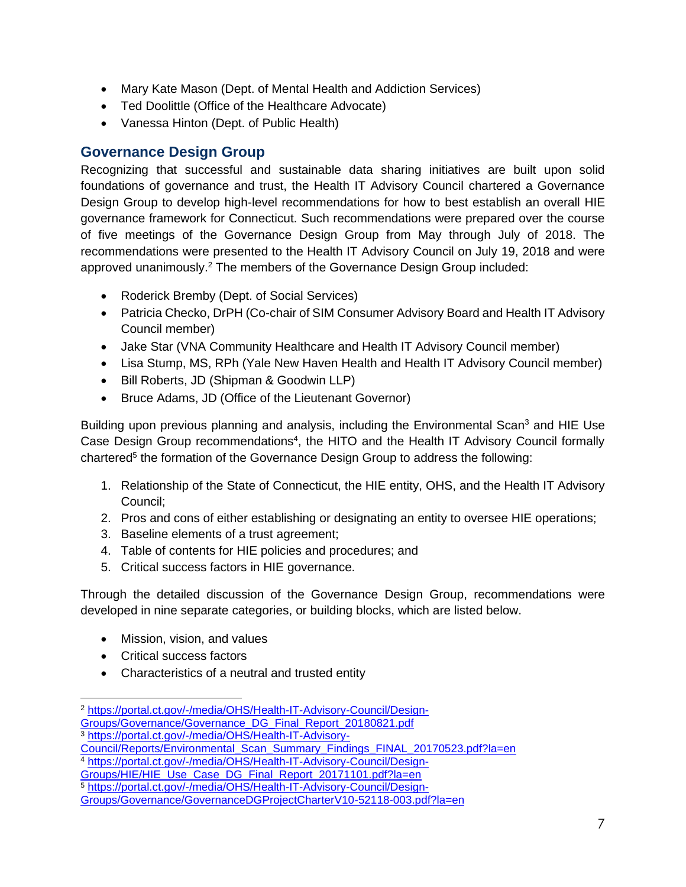- Mary Kate Mason (Dept. of Mental Health and Addiction Services)
- Ted Doolittle (Office of the Healthcare Advocate)
- Vanessa Hinton (Dept. of Public Health)

## Governance Design Group

Recognizing that successful and sustainable data sharing initiatives are built upon solid foundations of governance and trust, the Health IT Advisory Council chartered a Governance Design Group to develop high-level recommendations for how to best establish an overall HIE governance framework for Connecticut. Such recommendations were prepared over the course of five meetings of the Governance Design Group from May through July of 2018. The recommendations were presented to the Health IT Advisory Council on July 19, 2018 and were approved unanimously.[2] The members of the Governance Design Group included:

- Roderick Bremby (Dept. of Social Services)
- Patricia Checko, DrPH (Co-chair of SIM Consumer Advisory Board and Health IT Advisory Council member)
- Jake Star (VNA Community Healthcare and Health IT Advisory Council member)
- Lisa Stump, MS, RPh (Yale New Haven Health and Health IT Advisory Council member)
- Bill Roberts, JD (Shipman & Goodwin LLP)
- Bruce Adams, JD (Office of the Lieutenant Governor)

Building upon previous planning and analysis, including the Environmental Scan[3] and HIE Use Case Design Group recommendations[4], the HITO and the Health IT Advisory Council formally chartered[5] the formation of the Governance Design Group to address the following:

1. Relationship of the State of Connecticut, the HIE entity, OHS, and the Health IT Advisory Council;
2. Pros and cons of either establishing or designating an entity to oversee HIE operations;
3. Baseline elements of a trust agreement;
4. Table of contents for HIE policies and procedures; and
5. Critical success factors in HIE governance.

Through the detailed discussion of the Governance Design Group, recommendations were developed in nine separate categories, or building blocks, which are listed below.

- Mission, vision, and values
- Critical success factors
- Characteristics of a neutral and trusted entity

---

[2] https://portal.ct.gov/-/media/OHS/Health-IT-Advisory-Council/Design-Groups/Governance/Governance_DG_Final_Report_20180821.pdf

[3] https://portal.ct.gov/-/media/OHS/Health-IT-Advisory-Council/Reports/Environmental_Scan_Summary_Findings_FINAL_20170523.pdf?la=en

[4] https://portal.ct.gov/-/media/OHS/Health-IT-Advisory-Council/Design-Groups/HIE/HIE_Use_Case_DG_Final_Report_20171101.pdf?la=en

[5] https://portal.ct.gov/-/media/OHS/Health-IT-Advisory-Council/Design-Groups/Governance/GovernanceDGProjectCharterV10-52118-003.pdf?la=en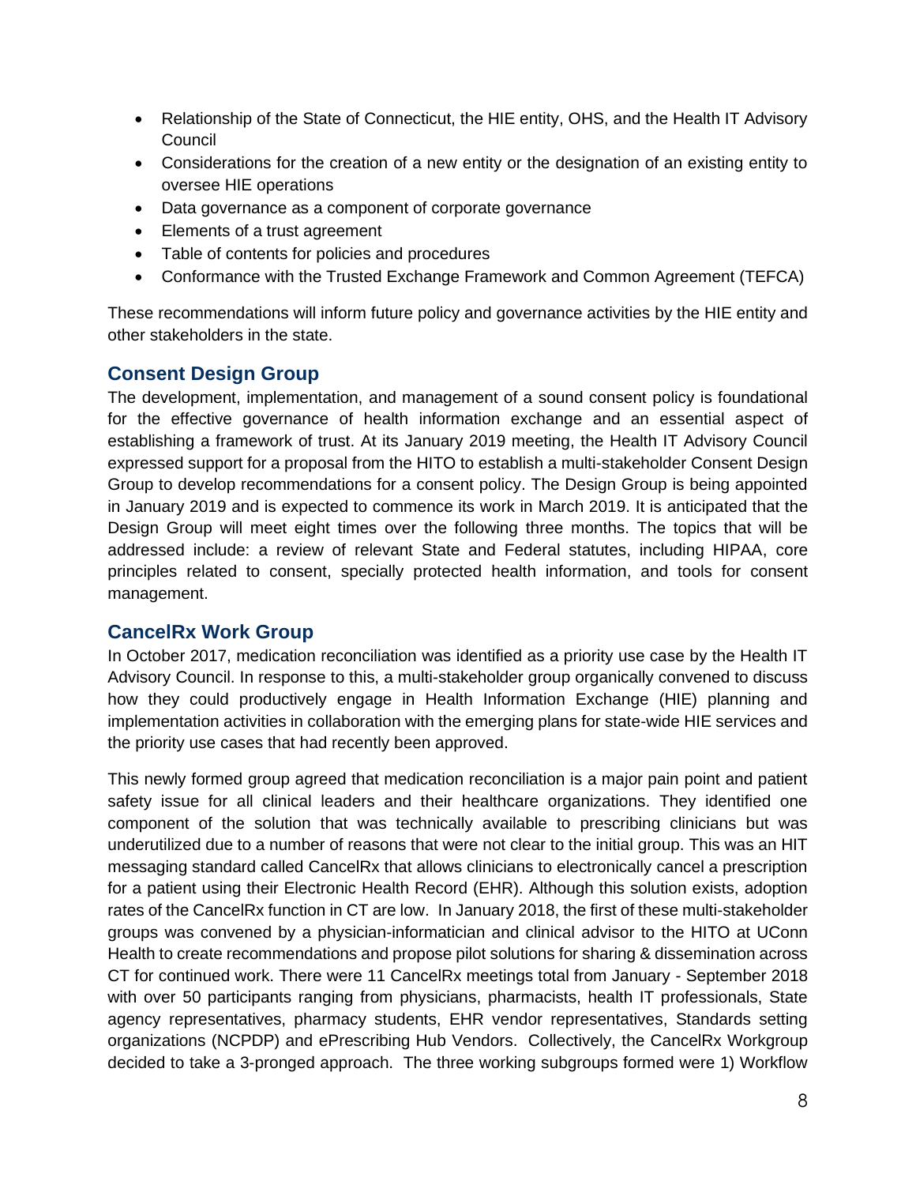- Relationship of the State of Connecticut, the HIE entity, OHS, and the Health IT Advisory Council
- Considerations for the creation of a new entity or the designation of an existing entity to oversee HIE operations
- Data governance as a component of corporate governance
- Elements of a trust agreement
- Table of contents for policies and procedures
- Conformance with the Trusted Exchange Framework and Common Agreement (TEFCA)

These recommendations will inform future policy and governance activities by the HIE entity and other stakeholders in the state.

## Consent Design Group

The development, implementation, and management of a sound consent policy is foundational for the effective governance of health information exchange and an essential aspect of establishing a framework of trust. At its January 2019 meeting, the Health IT Advisory Council expressed support for a proposal from the HITO to establish a multi-stakeholder Consent Design Group to develop recommendations for a consent policy. The Design Group is being appointed in January 2019 and is expected to commence its work in March 2019. It is anticipated that the Design Group will meet eight times over the following three months. The topics that will be addressed include: a review of relevant State and Federal statutes, including HIPAA, core principles related to consent, specially protected health information, and tools for consent management.

## CancelRx Work Group

In October 2017, medication reconciliation was identified as a priority use case by the Health IT Advisory Council. In response to this, a multi-stakeholder group organically convened to discuss how they could productively engage in Health Information Exchange (HIE) planning and implementation activities in collaboration with the emerging plans for state-wide HIE services and the priority use cases that had recently been approved.

This newly formed group agreed that medication reconciliation is a major pain point and patient safety issue for all clinical leaders and their healthcare organizations. They identified one component of the solution that was technically available to prescribing clinicians but was underutilized due to a number of reasons that were not clear to the initial group. This was an HIT messaging standard called CancelRx that allows clinicians to electronically cancel a prescription for a patient using their Electronic Health Record (EHR). Although this solution exists, adoption rates of the CancelRx function in CT are low. In January 2018, the first of these multi-stakeholder groups was convened by a physician-informatician and clinical advisor to the HITO at UConn Health to create recommendations and propose pilot solutions for sharing & dissemination across CT for continued work. There were 11 CancelRx meetings total from January - September 2018 with over 50 participants ranging from physicians, pharmacists, health IT professionals, State agency representatives, pharmacy students, EHR vendor representatives, Standards setting organizations (NCPDP) and ePrescribing Hub Vendors. Collectively, the CancelRx Workgroup decided to take a 3-pronged approach. The three working subgroups formed were 1) Workflow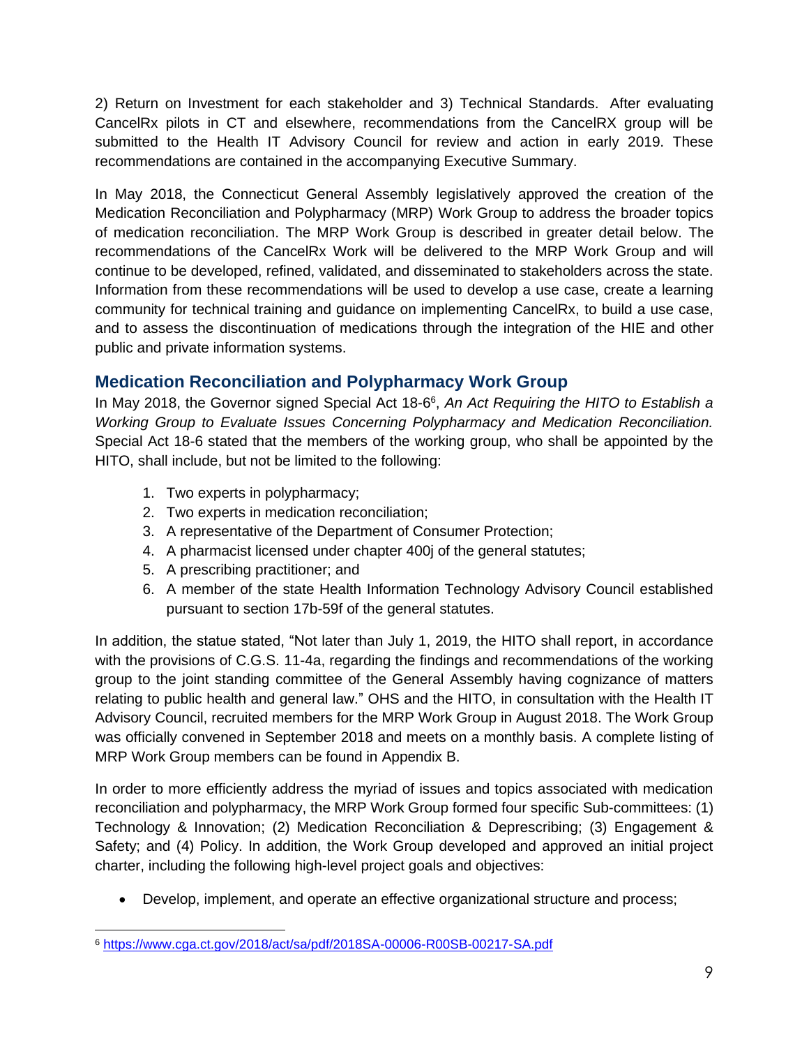2) Return on Investment for each stakeholder and 3) Technical Standards. After evaluating CancelRx pilots in CT and elsewhere, recommendations from the CancelRX group will be submitted to the Health IT Advisory Council for review and action in early 2019. These recommendations are contained in the accompanying Executive Summary.

In May 2018, the Connecticut General Assembly legislatively approved the creation of the Medication Reconciliation and Polypharmacy (MRP) Work Group to address the broader topics of medication reconciliation. The MRP Work Group is described in greater detail below. The recommendations of the CancelRx Work will be delivered to the MRP Work Group and will continue to be developed, refined, validated, and disseminated to stakeholders across the state. Information from these recommendations will be used to develop a use case, create a learning community for technical training and guidance on implementing CancelRx, to build a use case, and to assess the discontinuation of medications through the integration of the HIE and other public and private information systems.

## Medication Reconciliation and Polypharmacy Work Group

In May 2018, the Governor signed Special Act 18-6[6], *An Act Requiring the HITO to Establish a Working Group to Evaluate Issues Concerning Polypharmacy and Medication Reconciliation.* Special Act 18-6 stated that the members of the working group, who shall be appointed by the HITO, shall include, but not be limited to the following:

1. Two experts in polypharmacy;
2. Two experts in medication reconciliation;
3. A representative of the Department of Consumer Protection;
4. A pharmacist licensed under chapter 400j of the general statutes;
5. A prescribing practitioner; and
6. A member of the state Health Information Technology Advisory Council established pursuant to section 17b-59f of the general statutes.

In addition, the statue stated, "Not later than July 1, 2019, the HITO shall report, in accordance with the provisions of C.G.S. 11-4a, regarding the findings and recommendations of the working group to the joint standing committee of the General Assembly having cognizance of matters relating to public health and general law." OHS and the HITO, in consultation with the Health IT Advisory Council, recruited members for the MRP Work Group in August 2018. The Work Group was officially convened in September 2018 and meets on a monthly basis. A complete listing of MRP Work Group members can be found in Appendix B.

In order to more efficiently address the myriad of issues and topics associated with medication reconciliation and polypharmacy, the MRP Work Group formed four specific Sub-committees: (1) Technology & Innovation; (2) Medication Reconciliation & Deprescribing; (3) Engagement & Safety; and (4) Policy. In addition, the Work Group developed and approved an initial project charter, including the following high-level project goals and objectives:

- Develop, implement, and operate an effective organizational structure and process;

---

[6] https://www.cga.ct.gov/2018/act/sa/pdf/2018SA-00006-R00SB-00217-SA.pdf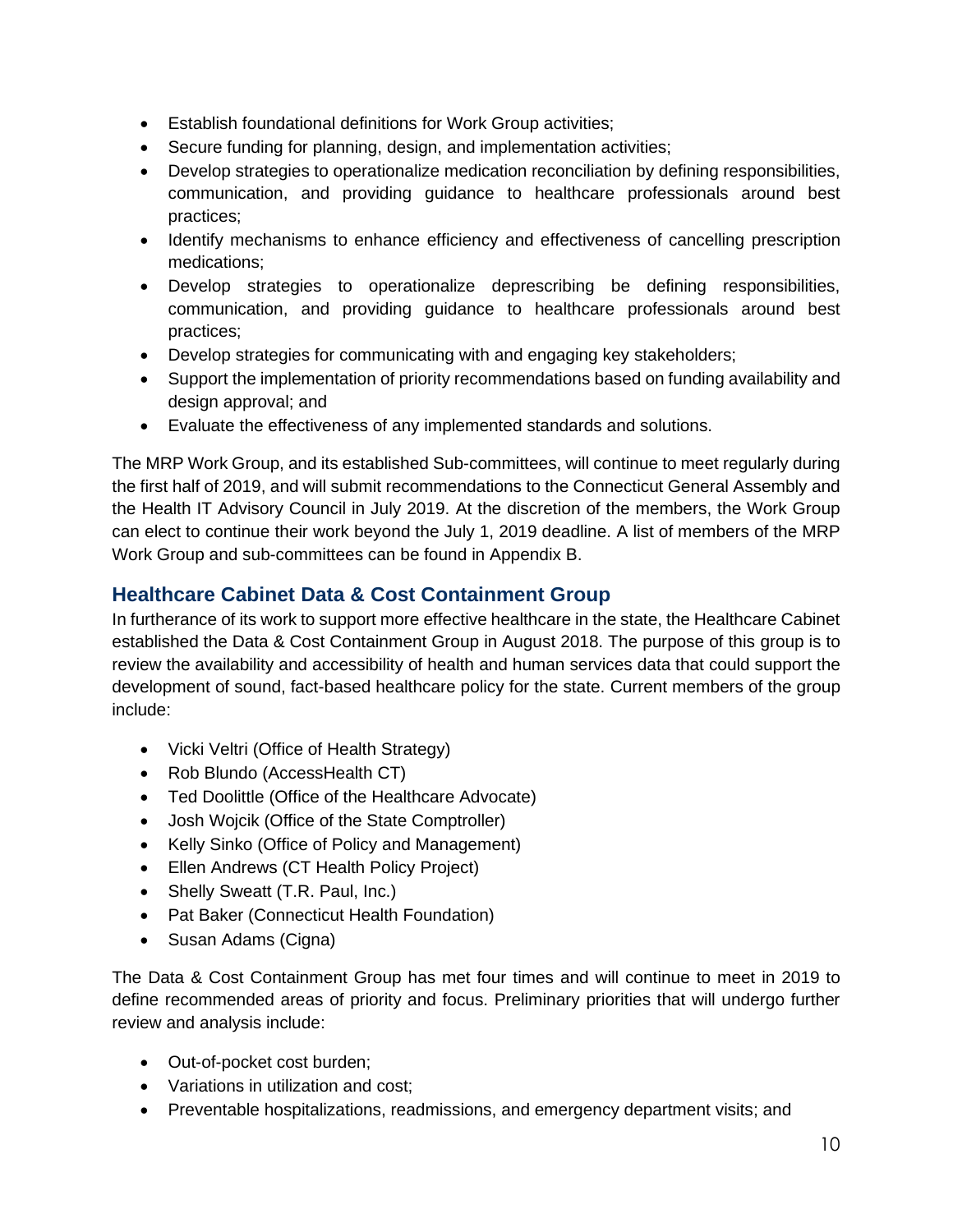- Establish foundational definitions for Work Group activities;
- Secure funding for planning, design, and implementation activities;
- Develop strategies to operationalize medication reconciliation by defining responsibilities, communication, and providing guidance to healthcare professionals around best practices;
- Identify mechanisms to enhance efficiency and effectiveness of cancelling prescription medications;
- Develop strategies to operationalize deprescribing be defining responsibilities, communication, and providing guidance to healthcare professionals around best practices;
- Develop strategies for communicating with and engaging key stakeholders;
- Support the implementation of priority recommendations based on funding availability and design approval; and
- Evaluate the effectiveness of any implemented standards and solutions.

The MRP Work Group, and its established Sub-committees, will continue to meet regularly during the first half of 2019, and will submit recommendations to the Connecticut General Assembly and the Health IT Advisory Council in July 2019. At the discretion of the members, the Work Group can elect to continue their work beyond the July 1, 2019 deadline. A list of members of the MRP Work Group and sub-committees can be found in Appendix B.

## Healthcare Cabinet Data & Cost Containment Group

In furtherance of its work to support more effective healthcare in the state, the Healthcare Cabinet established the Data & Cost Containment Group in August 2018. The purpose of this group is to review the availability and accessibility of health and human services data that could support the development of sound, fact-based healthcare policy for the state. Current members of the group include:

- Vicki Veltri (Office of Health Strategy)
- Rob Blundo (AccessHealth CT)
- Ted Doolittle (Office of the Healthcare Advocate)
- Josh Wojcik (Office of the State Comptroller)
- Kelly Sinko (Office of Policy and Management)
- Ellen Andrews (CT Health Policy Project)
- Shelly Sweatt (T.R. Paul, Inc.)
- Pat Baker (Connecticut Health Foundation)
- Susan Adams (Cigna)

The Data & Cost Containment Group has met four times and will continue to meet in 2019 to define recommended areas of priority and focus. Preliminary priorities that will undergo further review and analysis include:

- Out-of-pocket cost burden;
- Variations in utilization and cost;
- Preventable hospitalizations, readmissions, and emergency department visits; and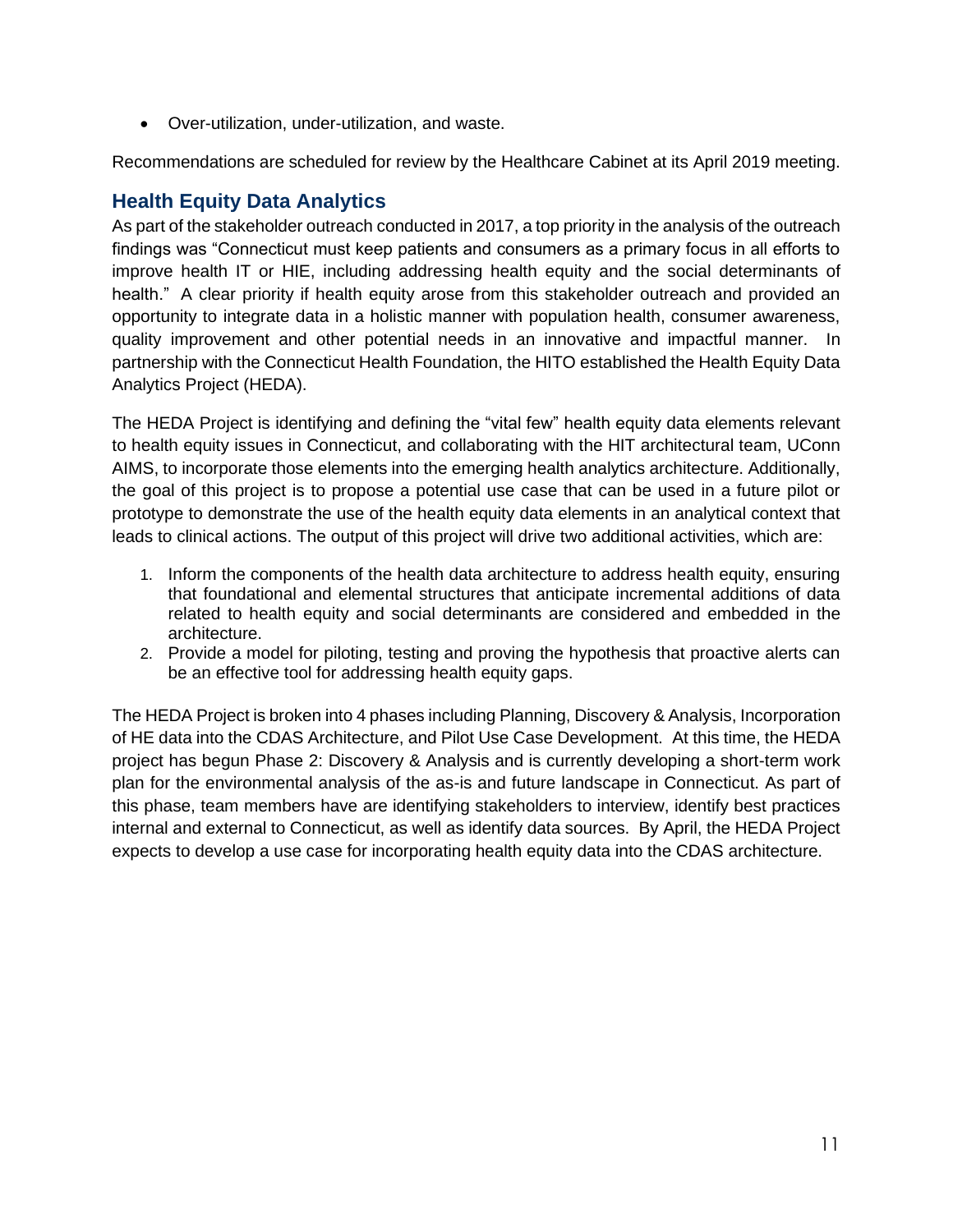- Over-utilization, under-utilization, and waste.

Recommendations are scheduled for review by the Healthcare Cabinet at its April 2019 meeting.

## Health Equity Data Analytics

As part of the stakeholder outreach conducted in 2017, a top priority in the analysis of the outreach findings was "Connecticut must keep patients and consumers as a primary focus in all efforts to improve health IT or HIE, including addressing health equity and the social determinants of health." A clear priority if health equity arose from this stakeholder outreach and provided an opportunity to integrate data in a holistic manner with population health, consumer awareness, quality improvement and other potential needs in an innovative and impactful manner. In partnership with the Connecticut Health Foundation, the HITO established the Health Equity Data Analytics Project (HEDA).

The HEDA Project is identifying and defining the "vital few" health equity data elements relevant to health equity issues in Connecticut, and collaborating with the HIT architectural team, UConn AIMS, to incorporate those elements into the emerging health analytics architecture. Additionally, the goal of this project is to propose a potential use case that can be used in a future pilot or prototype to demonstrate the use of the health equity data elements in an analytical context that leads to clinical actions. The output of this project will drive two additional activities, which are:

1. Inform the components of the health data architecture to address health equity, ensuring that foundational and elemental structures that anticipate incremental additions of data related to health equity and social determinants are considered and embedded in the architecture.
2. Provide a model for piloting, testing and proving the hypothesis that proactive alerts can be an effective tool for addressing health equity gaps.

The HEDA Project is broken into 4 phases including Planning, Discovery & Analysis, Incorporation of HE data into the CDAS Architecture, and Pilot Use Case Development. At this time, the HEDA project has begun Phase 2: Discovery & Analysis and is currently developing a short-term work plan for the environmental analysis of the as-is and future landscape in Connecticut. As part of this phase, team members have are identifying stakeholders to interview, identify best practices internal and external to Connecticut, as well as identify data sources. By April, the HEDA Project expects to develop a use case for incorporating health equity data into the CDAS architecture.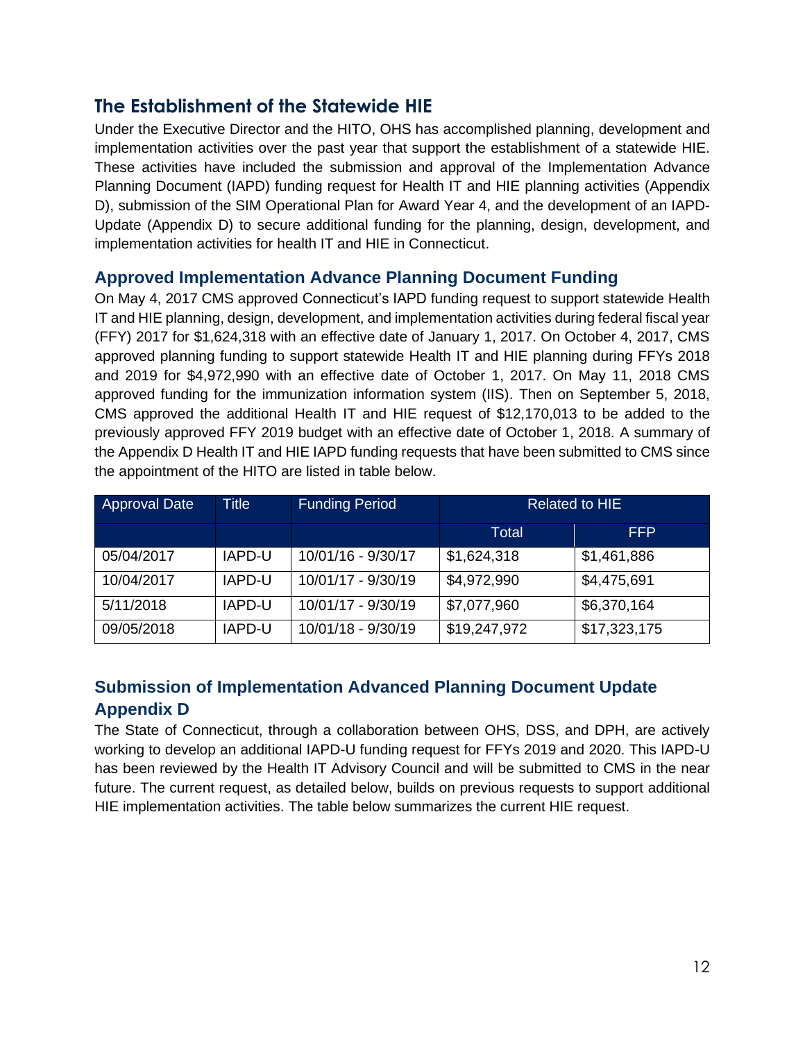## The Establishment of the Statewide HIE

Under the Executive Director and the HITO, OHS has accomplished planning, development and implementation activities over the past year that support the establishment of a statewide HIE. These activities have included the submission and approval of the Implementation Advance Planning Document (IAPD) funding request for Health IT and HIE planning activities (Appendix D), submission of the SIM Operational Plan for Award Year 4, and the development of an IAPD-Update (Appendix D) to secure additional funding for the planning, design, development, and implementation activities for health IT and HIE in Connecticut.

### Approved Implementation Advance Planning Document Funding

On May 4, 2017 CMS approved Connecticut's IAPD funding request to support statewide Health IT and HIE planning, design, development, and implementation activities during federal fiscal year (FFY) 2017 for $1,624,318 with an effective date of January 1, 2017. On October 4, 2017, CMS approved planning funding to support statewide Health IT and HIE planning during FFYs 2018 and 2019 for $4,972,990 with an effective date of October 1, 2017. On May 11, 2018 CMS approved funding for the immunization information system (IIS). Then on September 5, 2018, CMS approved the additional Health IT and HIE request of $12,170,013 to be added to the previously approved FFY 2019 budget with an effective date of October 1, 2018. A summary of the Appendix D Health IT and HIE IAPD funding requests that have been submitted to CMS since the appointment of the HITO are listed in table below.

| Approval Date | Title | Funding Period | Related to HIE | |
|---|---|---|---|---|
| | | | Total | FFP |
| 05/04/2017 | IAPD-U | 10/01/16 - 9/30/17 | $1,624,318 | $1,461,886 |
| 10/04/2017 | IAPD-U | 10/01/17 - 9/30/19 | $4,972,990 | $4,475,691 |
| 5/11/2018 | IAPD-U | 10/01/17 - 9/30/19 | $7,077,960 | $6,370,164 |
| 09/05/2018 | IAPD-U | 10/01/18 - 9/30/19 | $19,247,972 | $17,323,175 |

### Submission of Implementation Advanced Planning Document Update Appendix D

The State of Connecticut, through a collaboration between OHS, DSS, and DPH, are actively working to develop an additional IAPD-U funding request for FFYs 2019 and 2020. This IAPD-U has been reviewed by the Health IT Advisory Council and will be submitted to CMS in the near future. The current request, as detailed below, builds on previous requests to support additional HIE implementation activities. The table below summarizes the current HIE request.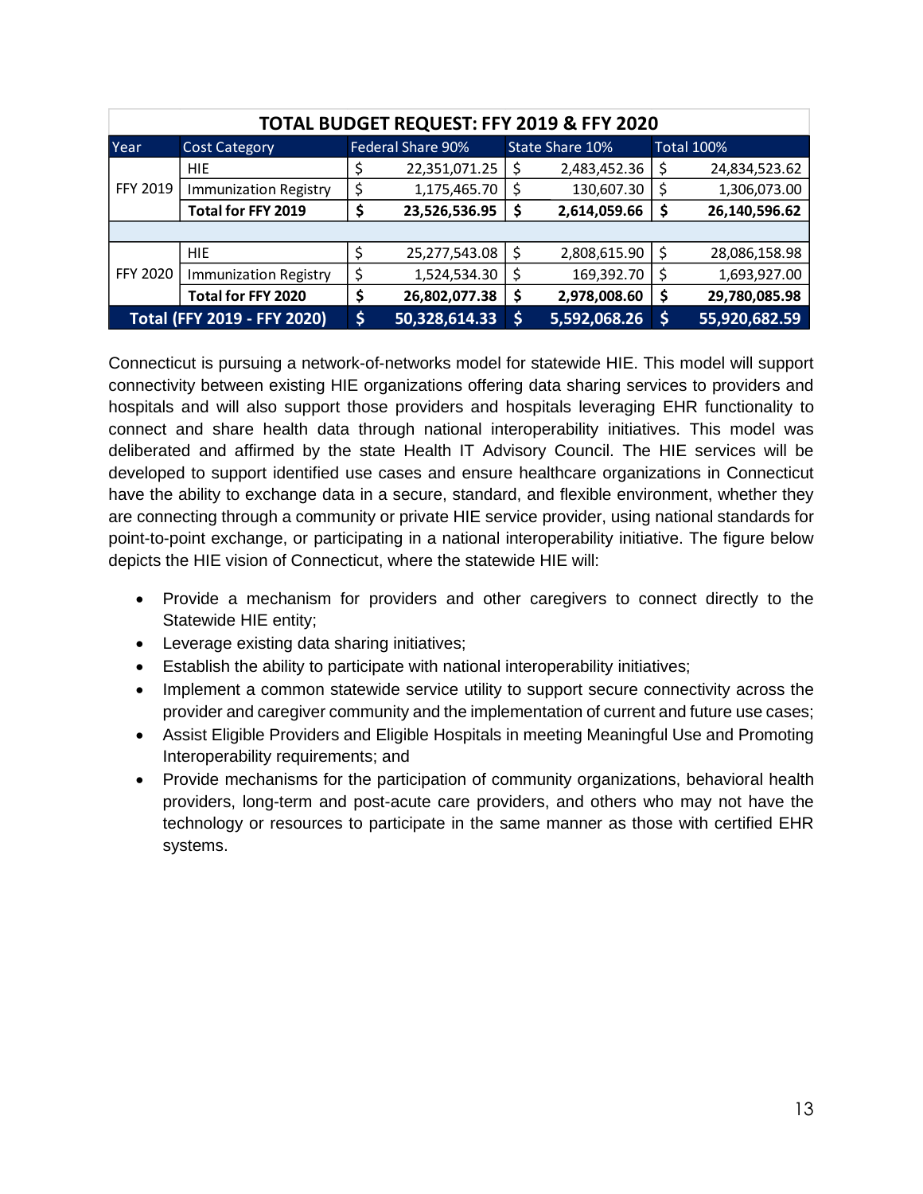| TOTAL BUDGET REQUEST: FFY 2019 & FFY 2020 | | | | |
|---|---|---|---|---|
| Year | Cost Category | Federal Share 90% | State Share 10% | Total 100% |
| FFY 2019 | HIE | $ 22,351,071.25 | $ 2,483,452.36 | $ 24,834,523.62 |
| | Immunization Registry | $ 1,175,465.70 | $ 130,607.30 | $ 1,306,073.00 |
| | **Total for FFY 2019** | **$ 23,526,536.95** | **$ 2,614,059.66** | **$ 26,140,596.62** |
| | | | | |
| FFY 2020 | HIE | $ 25,277,543.08 | $ 2,808,615.90 | $ 28,086,158.98 |
| | Immunization Registry | $ 1,524,534.30 | $ 169,392.70 | $ 1,693,927.00 |
| | **Total for FFY 2020** | **$ 26,802,077.38** | **$ 2,978,008.60** | **$ 29,780,085.98** |
| **Total (FFY 2019 - FFY 2020)** | | **$ 50,328,614.33** | **$ 5,592,068.26** | **$ 55,920,682.59** |

Connecticut is pursuing a network-of-networks model for statewide HIE. This model will support connectivity between existing HIE organizations offering data sharing services to providers and hospitals and will also support those providers and hospitals leveraging EHR functionality to connect and share health data through national interoperability initiatives. This model was deliberated and affirmed by the state Health IT Advisory Council. The HIE services will be developed to support identified use cases and ensure healthcare organizations in Connecticut have the ability to exchange data in a secure, standard, and flexible environment, whether they are connecting through a community or private HIE service provider, using national standards for point-to-point exchange, or participating in a national interoperability initiative. The figure below depicts the HIE vision of Connecticut, where the statewide HIE will:

- Provide a mechanism for providers and other caregivers to connect directly to the Statewide HIE entity;
- Leverage existing data sharing initiatives;
- Establish the ability to participate with national interoperability initiatives;
- Implement a common statewide service utility to support secure connectivity across the provider and caregiver community and the implementation of current and future use cases;
- Assist Eligible Providers and Eligible Hospitals in meeting Meaningful Use and Promoting Interoperability requirements; and
- Provide mechanisms for the participation of community organizations, behavioral health providers, long-term and post-acute care providers, and others who may not have the technology or resources to participate in the same manner as those with certified EHR systems.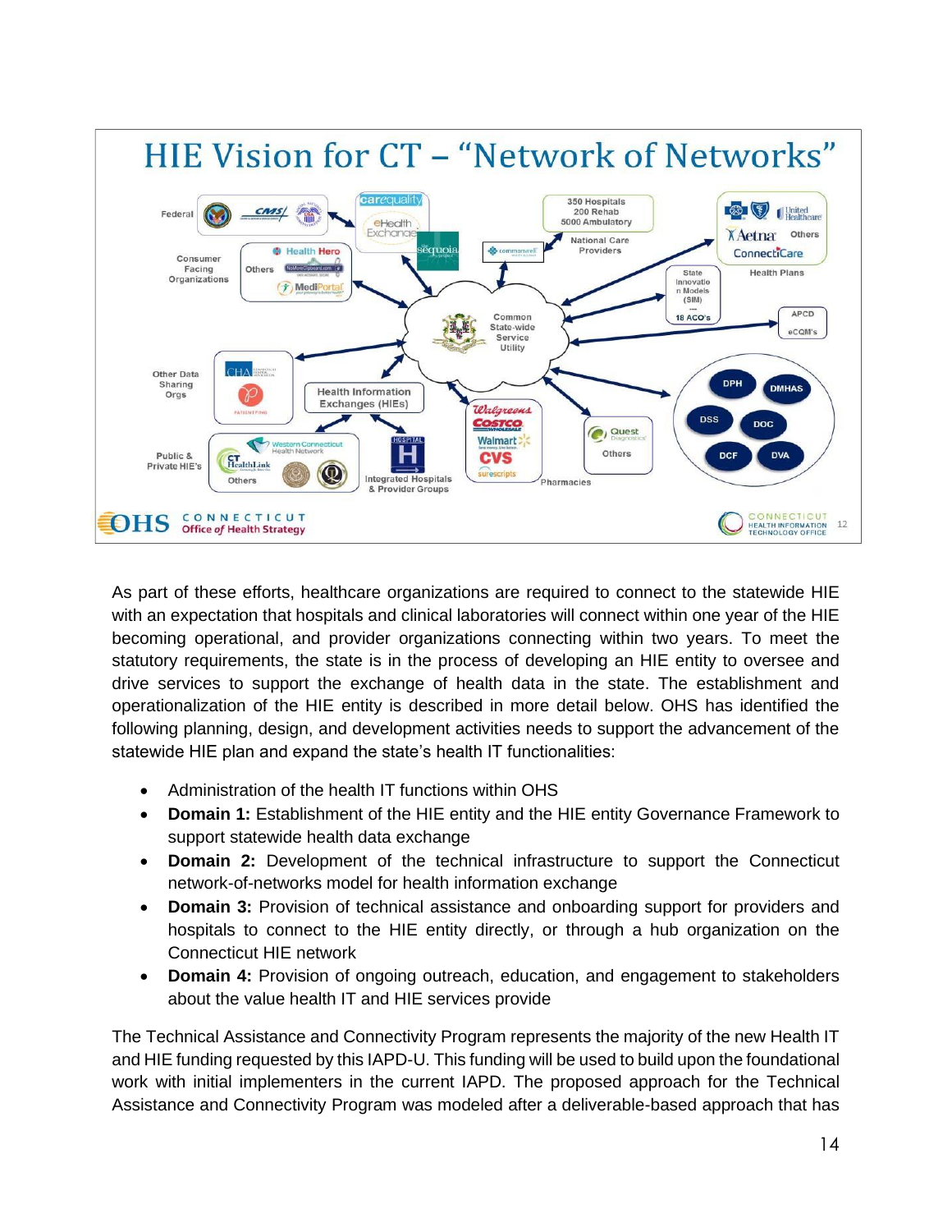**HIE Vision for CT – "Network of Networks"**

As part of these efforts, healthcare organizations are required to connect to the statewide HIE with an expectation that hospitals and clinical laboratories will connect within one year of the HIE becoming operational, and provider organizations connecting within two years. To meet the statutory requirements, the state is in the process of developing an HIE entity to oversee and drive services to support the exchange of health data in the state. The establishment and operationalization of the HIE entity is described in more detail below. OHS has identified the following planning, design, and development activities needs to support the advancement of the statewide HIE plan and expand the state's health IT functionalities:

- Administration of the health IT functions within OHS
- **Domain 1:** Establishment of the HIE entity and the HIE entity Governance Framework to support statewide health data exchange
- **Domain 2:** Development of the technical infrastructure to support the Connecticut network-of-networks model for health information exchange
- **Domain 3:** Provision of technical assistance and onboarding support for providers and hospitals to connect to the HIE entity directly, or through a hub organization on the Connecticut HIE network
- **Domain 4:** Provision of ongoing outreach, education, and engagement to stakeholders about the value health IT and HIE services provide

The Technical Assistance and Connectivity Program represents the majority of the new Health IT and HIE funding requested by this IAPD-U. This funding will be used to build upon the foundational work with initial implementers in the current IAPD. The proposed approach for the Technical Assistance and Connectivity Program was modeled after a deliverable-based approach that has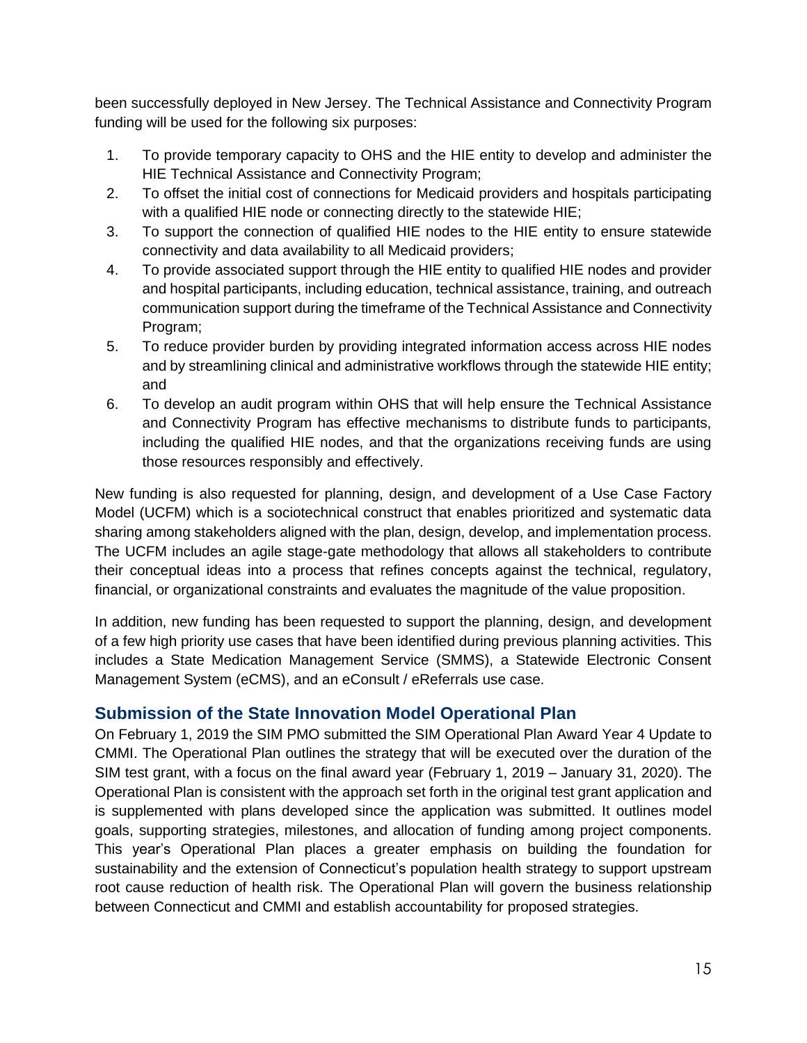been successfully deployed in New Jersey. The Technical Assistance and Connectivity Program funding will be used for the following six purposes:

1. To provide temporary capacity to OHS and the HIE entity to develop and administer the HIE Technical Assistance and Connectivity Program;
2. To offset the initial cost of connections for Medicaid providers and hospitals participating with a qualified HIE node or connecting directly to the statewide HIE;
3. To support the connection of qualified HIE nodes to the HIE entity to ensure statewide connectivity and data availability to all Medicaid providers;
4. To provide associated support through the HIE entity to qualified HIE nodes and provider and hospital participants, including education, technical assistance, training, and outreach communication support during the timeframe of the Technical Assistance and Connectivity Program;
5. To reduce provider burden by providing integrated information access across HIE nodes and by streamlining clinical and administrative workflows through the statewide HIE entity; and
6. To develop an audit program within OHS that will help ensure the Technical Assistance and Connectivity Program has effective mechanisms to distribute funds to participants, including the qualified HIE nodes, and that the organizations receiving funds are using those resources responsibly and effectively.

New funding is also requested for planning, design, and development of a Use Case Factory Model (UCFM) which is a sociotechnical construct that enables prioritized and systematic data sharing among stakeholders aligned with the plan, design, develop, and implementation process. The UCFM includes an agile stage-gate methodology that allows all stakeholders to contribute their conceptual ideas into a process that refines concepts against the technical, regulatory, financial, or organizational constraints and evaluates the magnitude of the value proposition.

In addition, new funding has been requested to support the planning, design, and development of a few high priority use cases that have been identified during previous planning activities. This includes a State Medication Management Service (SMMS), a Statewide Electronic Consent Management System (eCMS), and an eConsult / eReferrals use case.

## Submission of the State Innovation Model Operational Plan

On February 1, 2019 the SIM PMO submitted the SIM Operational Plan Award Year 4 Update to CMMI. The Operational Plan outlines the strategy that will be executed over the duration of the SIM test grant, with a focus on the final award year (February 1, 2019 – January 31, 2020). The Operational Plan is consistent with the approach set forth in the original test grant application and is supplemented with plans developed since the application was submitted. It outlines model goals, supporting strategies, milestones, and allocation of funding among project components. This year's Operational Plan places a greater emphasis on building the foundation for sustainability and the extension of Connecticut's population health strategy to support upstream root cause reduction of health risk. The Operational Plan will govern the business relationship between Connecticut and CMMI and establish accountability for proposed strategies.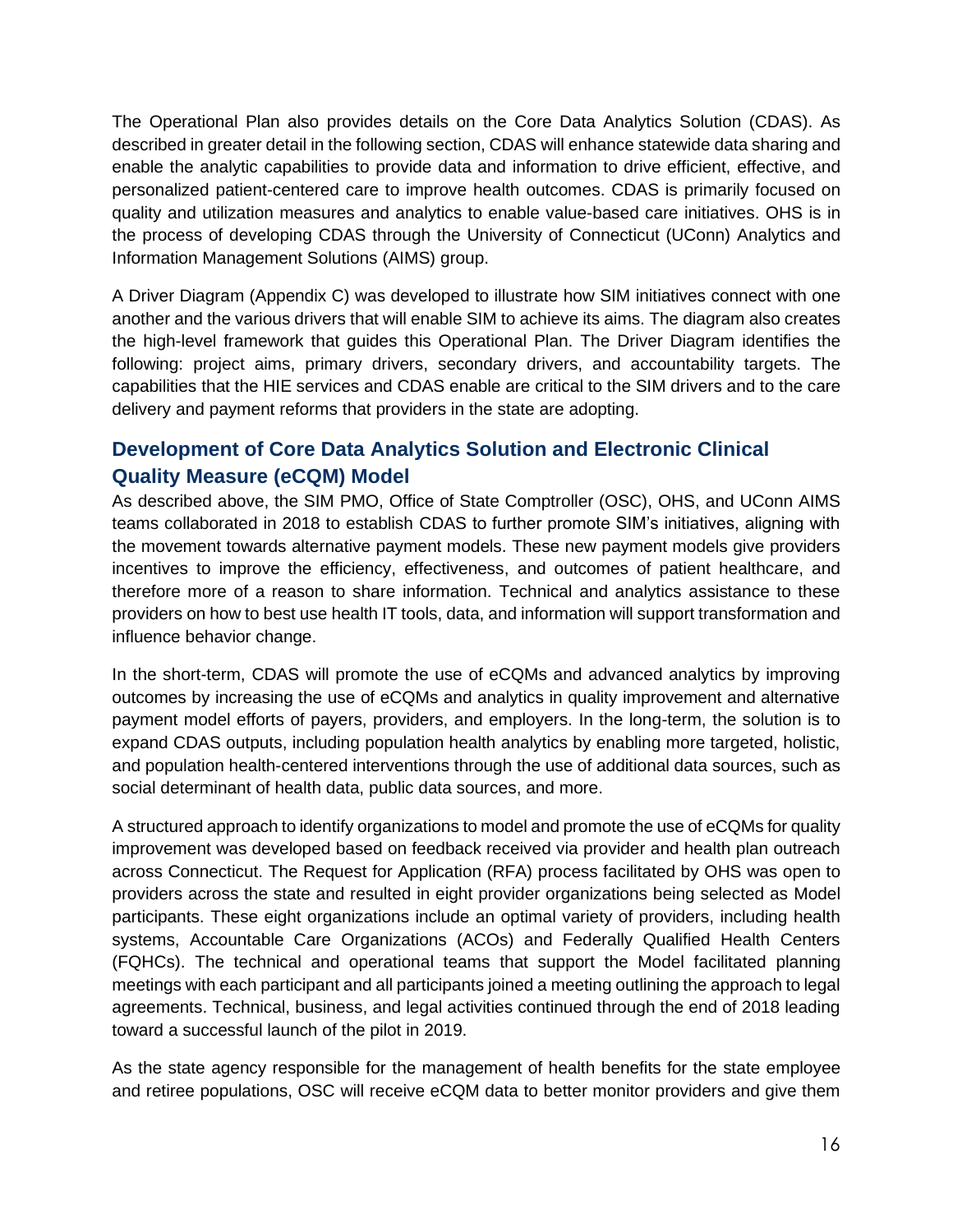The Operational Plan also provides details on the Core Data Analytics Solution (CDAS). As described in greater detail in the following section, CDAS will enhance statewide data sharing and enable the analytic capabilities to provide data and information to drive efficient, effective, and personalized patient-centered care to improve health outcomes. CDAS is primarily focused on quality and utilization measures and analytics to enable value-based care initiatives. OHS is in the process of developing CDAS through the University of Connecticut (UConn) Analytics and Information Management Solutions (AIMS) group.

A Driver Diagram (Appendix C) was developed to illustrate how SIM initiatives connect with one another and the various drivers that will enable SIM to achieve its aims. The diagram also creates the high-level framework that guides this Operational Plan. The Driver Diagram identifies the following: project aims, primary drivers, secondary drivers, and accountability targets. The capabilities that the HIE services and CDAS enable are critical to the SIM drivers and to the care delivery and payment reforms that providers in the state are adopting.

## Development of Core Data Analytics Solution and Electronic Clinical Quality Measure (eCQM) Model

As described above, the SIM PMO, Office of State Comptroller (OSC), OHS, and UConn AIMS teams collaborated in 2018 to establish CDAS to further promote SIM's initiatives, aligning with the movement towards alternative payment models. These new payment models give providers incentives to improve the efficiency, effectiveness, and outcomes of patient healthcare, and therefore more of a reason to share information. Technical and analytics assistance to these providers on how to best use health IT tools, data, and information will support transformation and influence behavior change.

In the short-term, CDAS will promote the use of eCQMs and advanced analytics by improving outcomes by increasing the use of eCQMs and analytics in quality improvement and alternative payment model efforts of payers, providers, and employers. In the long-term, the solution is to expand CDAS outputs, including population health analytics by enabling more targeted, holistic, and population health-centered interventions through the use of additional data sources, such as social determinant of health data, public data sources, and more.

A structured approach to identify organizations to model and promote the use of eCQMs for quality improvement was developed based on feedback received via provider and health plan outreach across Connecticut. The Request for Application (RFA) process facilitated by OHS was open to providers across the state and resulted in eight provider organizations being selected as Model participants. These eight organizations include an optimal variety of providers, including health systems, Accountable Care Organizations (ACOs) and Federally Qualified Health Centers (FQHCs). The technical and operational teams that support the Model facilitated planning meetings with each participant and all participants joined a meeting outlining the approach to legal agreements. Technical, business, and legal activities continued through the end of 2018 leading toward a successful launch of the pilot in 2019.

As the state agency responsible for the management of health benefits for the state employee and retiree populations, OSC will receive eCQM data to better monitor providers and give them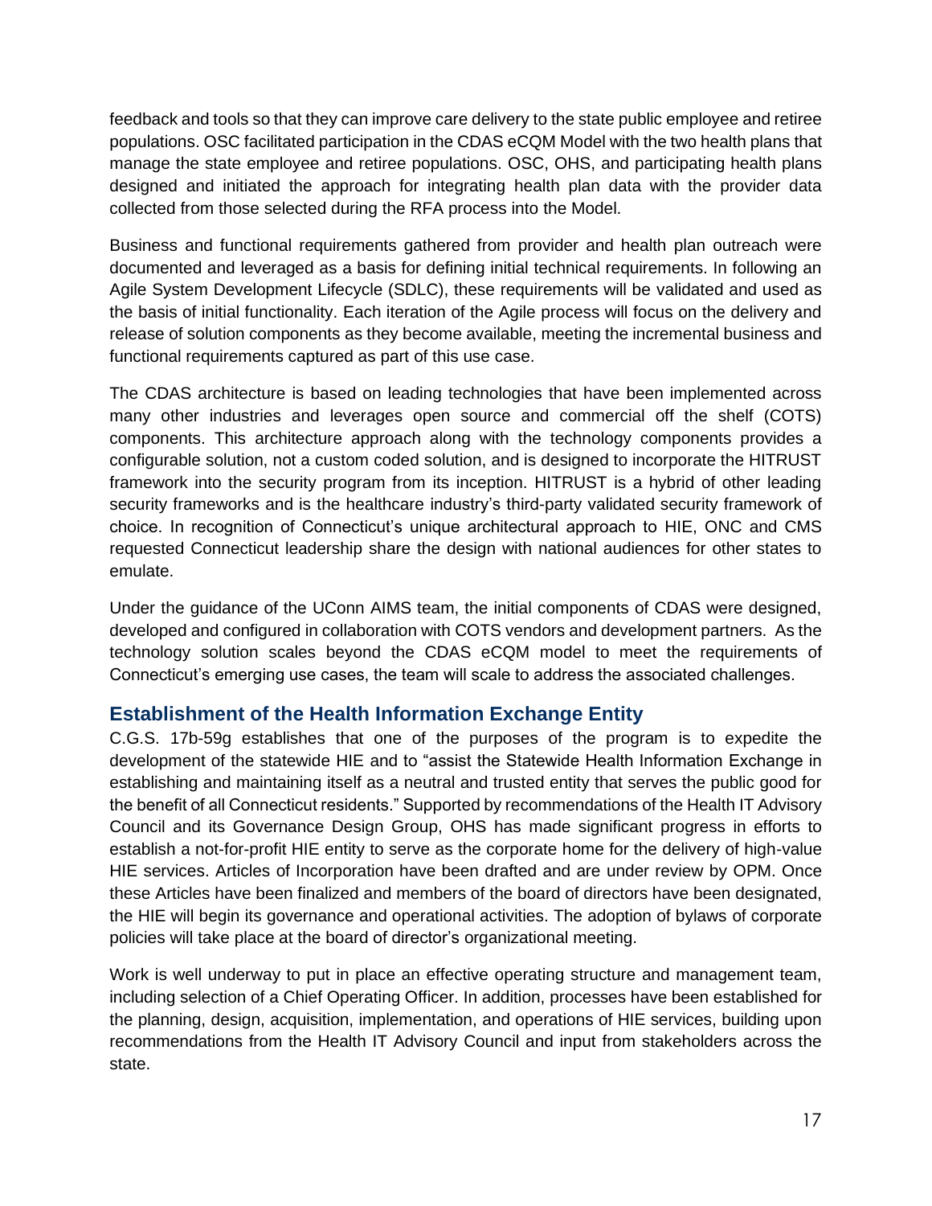feedback and tools so that they can improve care delivery to the state public employee and retiree populations. OSC facilitated participation in the CDAS eCQM Model with the two health plans that manage the state employee and retiree populations. OSC, OHS, and participating health plans designed and initiated the approach for integrating health plan data with the provider data collected from those selected during the RFA process into the Model.

Business and functional requirements gathered from provider and health plan outreach were documented and leveraged as a basis for defining initial technical requirements. In following an Agile System Development Lifecycle (SDLC), these requirements will be validated and used as the basis of initial functionality. Each iteration of the Agile process will focus on the delivery and release of solution components as they become available, meeting the incremental business and functional requirements captured as part of this use case.

The CDAS architecture is based on leading technologies that have been implemented across many other industries and leverages open source and commercial off the shelf (COTS) components. This architecture approach along with the technology components provides a configurable solution, not a custom coded solution, and is designed to incorporate the HITRUST framework into the security program from its inception. HITRUST is a hybrid of other leading security frameworks and is the healthcare industry's third-party validated security framework of choice. In recognition of Connecticut's unique architectural approach to HIE, ONC and CMS requested Connecticut leadership share the design with national audiences for other states to emulate.

Under the guidance of the UConn AIMS team, the initial components of CDAS were designed, developed and configured in collaboration with COTS vendors and development partners. As the technology solution scales beyond the CDAS eCQM model to meet the requirements of Connecticut's emerging use cases, the team will scale to address the associated challenges.

## Establishment of the Health Information Exchange Entity

C.G.S. 17b-59g establishes that one of the purposes of the program is to expedite the development of the statewide HIE and to "assist the Statewide Health Information Exchange in establishing and maintaining itself as a neutral and trusted entity that serves the public good for the benefit of all Connecticut residents." Supported by recommendations of the Health IT Advisory Council and its Governance Design Group, OHS has made significant progress in efforts to establish a not-for-profit HIE entity to serve as the corporate home for the delivery of high-value HIE services. Articles of Incorporation have been drafted and are under review by OPM. Once these Articles have been finalized and members of the board of directors have been designated, the HIE will begin its governance and operational activities. The adoption of bylaws of corporate policies will take place at the board of director's organizational meeting.

Work is well underway to put in place an effective operating structure and management team, including selection of a Chief Operating Officer. In addition, processes have been established for the planning, design, acquisition, implementation, and operations of HIE services, building upon recommendations from the Health IT Advisory Council and input from stakeholders across the state.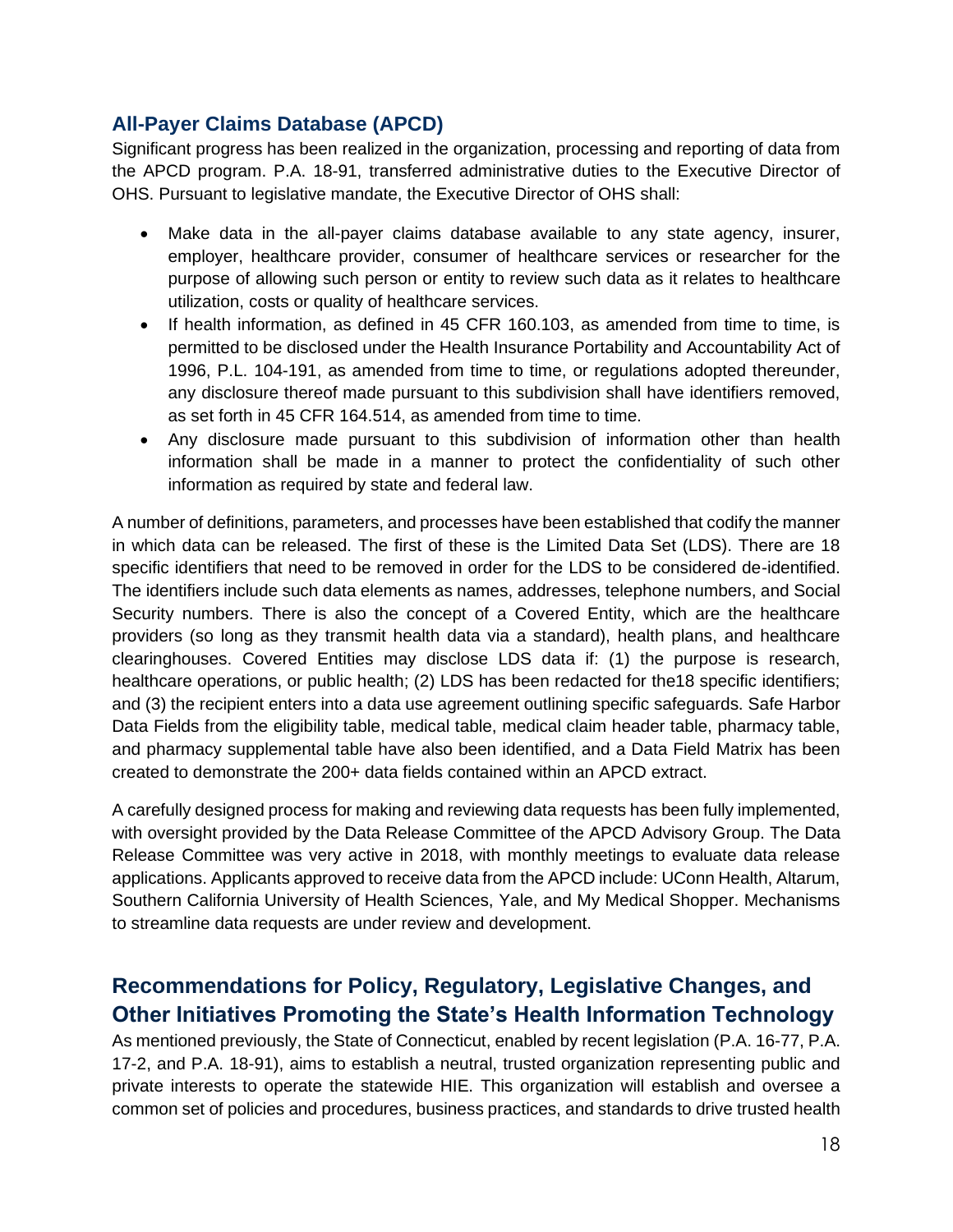## All-Payer Claims Database (APCD)

Significant progress has been realized in the organization, processing and reporting of data from the APCD program. P.A. 18-91, transferred administrative duties to the Executive Director of OHS. Pursuant to legislative mandate, the Executive Director of OHS shall:

- Make data in the all-payer claims database available to any state agency, insurer, employer, healthcare provider, consumer of healthcare services or researcher for the purpose of allowing such person or entity to review such data as it relates to healthcare utilization, costs or quality of healthcare services.
- If health information, as defined in 45 CFR 160.103, as amended from time to time, is permitted to be disclosed under the Health Insurance Portability and Accountability Act of 1996, P.L. 104-191, as amended from time to time, or regulations adopted thereunder, any disclosure thereof made pursuant to this subdivision shall have identifiers removed, as set forth in 45 CFR 164.514, as amended from time to time.
- Any disclosure made pursuant to this subdivision of information other than health information shall be made in a manner to protect the confidentiality of such other information as required by state and federal law.

A number of definitions, parameters, and processes have been established that codify the manner in which data can be released. The first of these is the Limited Data Set (LDS). There are 18 specific identifiers that need to be removed in order for the LDS to be considered de-identified. The identifiers include such data elements as names, addresses, telephone numbers, and Social Security numbers. There is also the concept of a Covered Entity, which are the healthcare providers (so long as they transmit health data via a standard), health plans, and healthcare clearinghouses. Covered Entities may disclose LDS data if: (1) the purpose is research, healthcare operations, or public health; (2) LDS has been redacted for the18 specific identifiers; and (3) the recipient enters into a data use agreement outlining specific safeguards. Safe Harbor Data Fields from the eligibility table, medical table, medical claim header table, pharmacy table, and pharmacy supplemental table have also been identified, and a Data Field Matrix has been created to demonstrate the 200+ data fields contained within an APCD extract.

A carefully designed process for making and reviewing data requests has been fully implemented, with oversight provided by the Data Release Committee of the APCD Advisory Group. The Data Release Committee was very active in 2018, with monthly meetings to evaluate data release applications. Applicants approved to receive data from the APCD include: UConn Health, Altarum, Southern California University of Health Sciences, Yale, and My Medical Shopper. Mechanisms to streamline data requests are under review and development.

# Recommendations for Policy, Regulatory, Legislative Changes, and Other Initiatives Promoting the State's Health Information Technology

As mentioned previously, the State of Connecticut, enabled by recent legislation (P.A. 16-77, P.A. 17-2, and P.A. 18-91), aims to establish a neutral, trusted organization representing public and private interests to operate the statewide HIE. This organization will establish and oversee a common set of policies and procedures, business practices, and standards to drive trusted health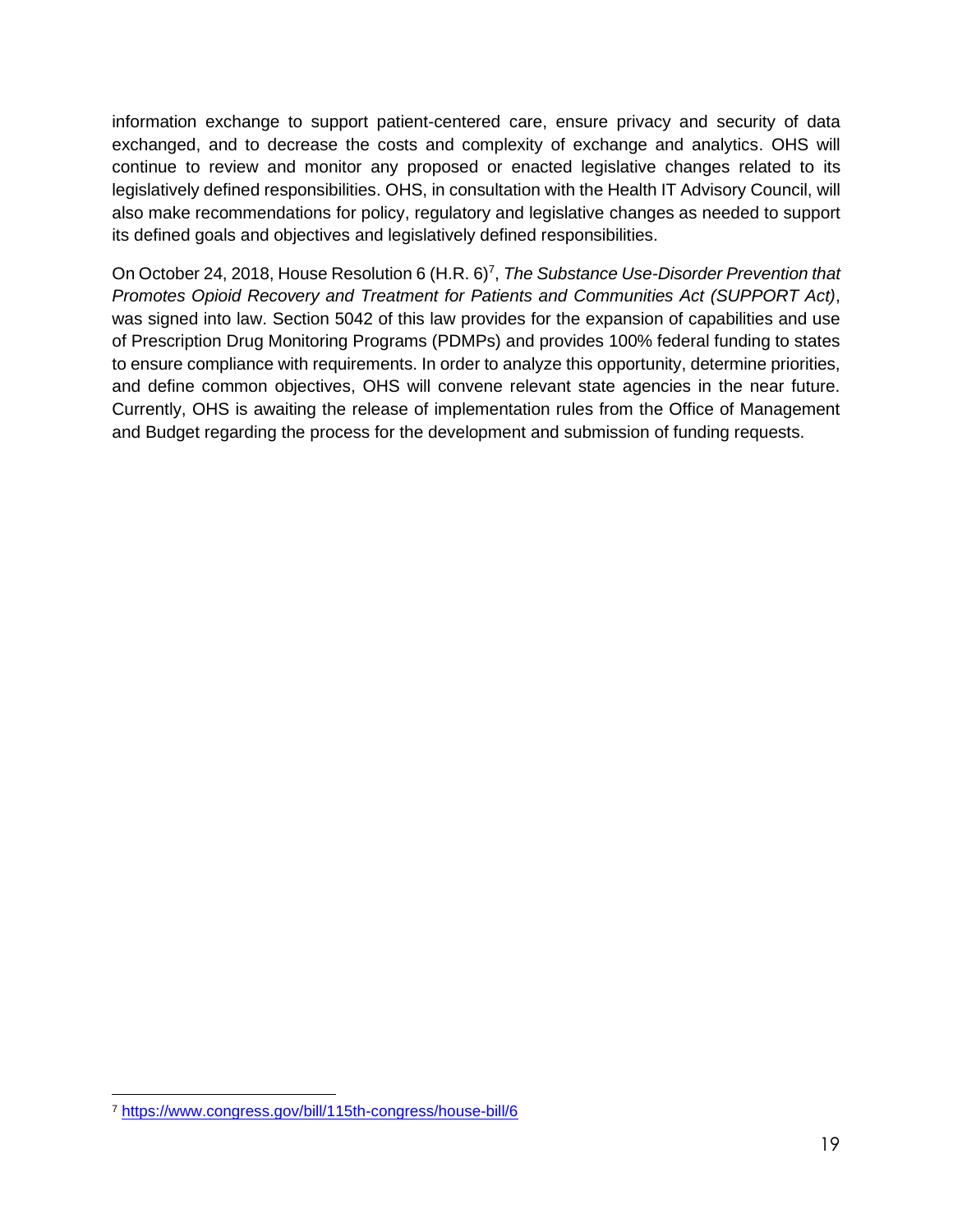information exchange to support patient-centered care, ensure privacy and security of data exchanged, and to decrease the costs and complexity of exchange and analytics. OHS will continue to review and monitor any proposed or enacted legislative changes related to its legislatively defined responsibilities. OHS, in consultation with the Health IT Advisory Council, will also make recommendations for policy, regulatory and legislative changes as needed to support its defined goals and objectives and legislatively defined responsibilities.

On October 24, 2018, House Resolution 6 (H.R. 6)[7], *The Substance Use-Disorder Prevention that Promotes Opioid Recovery and Treatment for Patients and Communities Act (SUPPORT Act)*, was signed into law. Section 5042 of this law provides for the expansion of capabilities and use of Prescription Drug Monitoring Programs (PDMPs) and provides 100% federal funding to states to ensure compliance with requirements. In order to analyze this opportunity, determine priorities, and define common objectives, OHS will convene relevant state agencies in the near future. Currently, OHS is awaiting the release of implementation rules from the Office of Management and Budget regarding the process for the development and submission of funding requests.

---

[7] https://www.congress.gov/bill/115th-congress/house-bill/6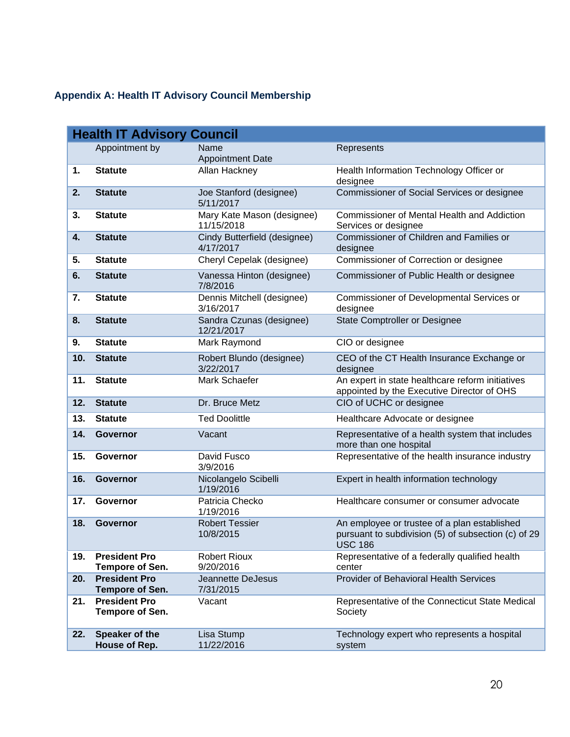## Appendix A: Health IT Advisory Council Membership

| Health IT Advisory Council | | | |
|---|---|---|---|
| | Appointment by | Name<br>Appointment Date | Represents |
| 1. | **Statute** | Allan Hackney | Health Information Technology Officer or designee |
| 2. | **Statute** | Joe Stanford (designee)<br>5/11/2017 | Commissioner of Social Services or designee |
| 3. | **Statute** | Mary Kate Mason (designee)<br>11/15/2018 | Commissioner of Mental Health and Addiction Services or designee |
| 4. | **Statute** | Cindy Butterfield (designee)<br>4/17/2017 | Commissioner of Children and Families or designee |
| 5. | **Statute** | Cheryl Cepelak (designee) | Commissioner of Correction or designee |
| 6. | **Statute** | Vanessa Hinton (designee)<br>7/8/2016 | Commissioner of Public Health or designee |
| 7. | **Statute** | Dennis Mitchell (designee)<br>3/16/2017 | Commissioner of Developmental Services or designee |
| 8. | **Statute** | Sandra Czunas (designee)<br>12/21/2017 | State Comptroller or Designee |
| 9. | **Statute** | Mark Raymond | CIO or designee |
| 10. | **Statute** | Robert Blundo (designee)<br>3/22/2017 | CEO of the CT Health Insurance Exchange or designee |
| 11. | **Statute** | Mark Schaefer | An expert in state healthcare reform initiatives appointed by the Executive Director of OHS |
| 12. | **Statute** | Dr. Bruce Metz | CIO of UCHC or designee |
| 13. | **Statute** | Ted Doolittle | Healthcare Advocate or designee |
| 14. | **Governor** | Vacant | Representative of a health system that includes more than one hospital |
| 15. | **Governor** | David Fusco<br>3/9/2016 | Representative of the health insurance industry |
| 16. | **Governor** | Nicolangelo Scibelli<br>1/19/2016 | Expert in health information technology |
| 17. | **Governor** | Patricia Checko<br>1/19/2016 | Healthcare consumer or consumer advocate |
| 18. | **Governor** | Robert Tessier<br>10/8/2015 | An employee or trustee of a plan established pursuant to subdivision (5) of subsection (c) of 29 USC 186 |
| 19. | **President Pro Tempore of Sen.** | Robert Rioux<br>9/20/2016 | Representative of a federally qualified health center |
| 20. | **President Pro Tempore of Sen.** | Jeannette DeJesus<br>7/31/2015 | Provider of Behavioral Health Services |
| 21. | **President Pro Tempore of Sen.** | Vacant | Representative of the Connecticut State Medical Society |
| 22. | **Speaker of the House of Rep.** | Lisa Stump<br>11/22/2016 | Technology expert who represents a hospital system |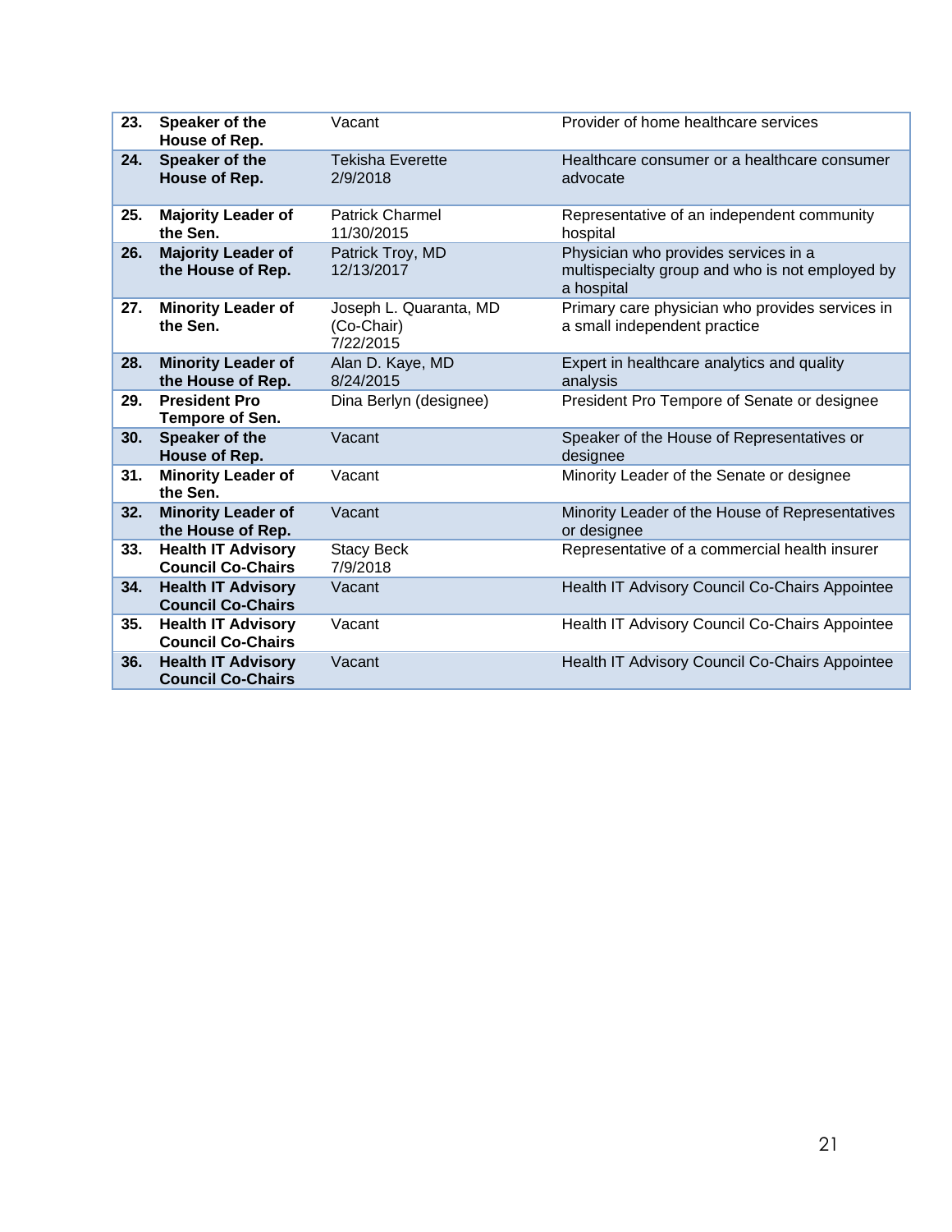| | | | |
|---|---|---|---|
| 23. | **Speaker of the House of Rep.** | Vacant | Provider of home healthcare services |
| 24. | **Speaker of the House of Rep.** | Tekisha Everette 2/9/2018 | Healthcare consumer or a healthcare consumer advocate |
| 25. | **Majority Leader of the Sen.** | Patrick Charmel 11/30/2015 | Representative of an independent community hospital |
| 26. | **Majority Leader of the House of Rep.** | Patrick Troy, MD 12/13/2017 | Physician who provides services in a multispecialty group and who is not employed by a hospital |
| 27. | **Minority Leader of the Sen.** | Joseph L. Quaranta, MD (Co-Chair) 7/22/2015 | Primary care physician who provides services in a small independent practice |
| 28. | **Minority Leader of the House of Rep.** | Alan D. Kaye, MD 8/24/2015 | Expert in healthcare analytics and quality analysis |
| 29. | **President Pro Tempore of Sen.** | Dina Berlyn (designee) | President Pro Tempore of Senate or designee |
| 30. | **Speaker of the House of Rep.** | Vacant | Speaker of the House of Representatives or designee |
| 31. | **Minority Leader of the Sen.** | Vacant | Minority Leader of the Senate or designee |
| 32. | **Minority Leader of the House of Rep.** | Vacant | Minority Leader of the House of Representatives or designee |
| 33. | **Health IT Advisory Council Co-Chairs** | Stacy Beck 7/9/2018 | Representative of a commercial health insurer |
| 34. | **Health IT Advisory Council Co-Chairs** | Vacant | Health IT Advisory Council Co-Chairs Appointee |
| 35. | **Health IT Advisory Council Co-Chairs** | Vacant | Health IT Advisory Council Co-Chairs Appointee |
| 36. | **Health IT Advisory Council Co-Chairs** | Vacant | Health IT Advisory Council Co-Chairs Appointee |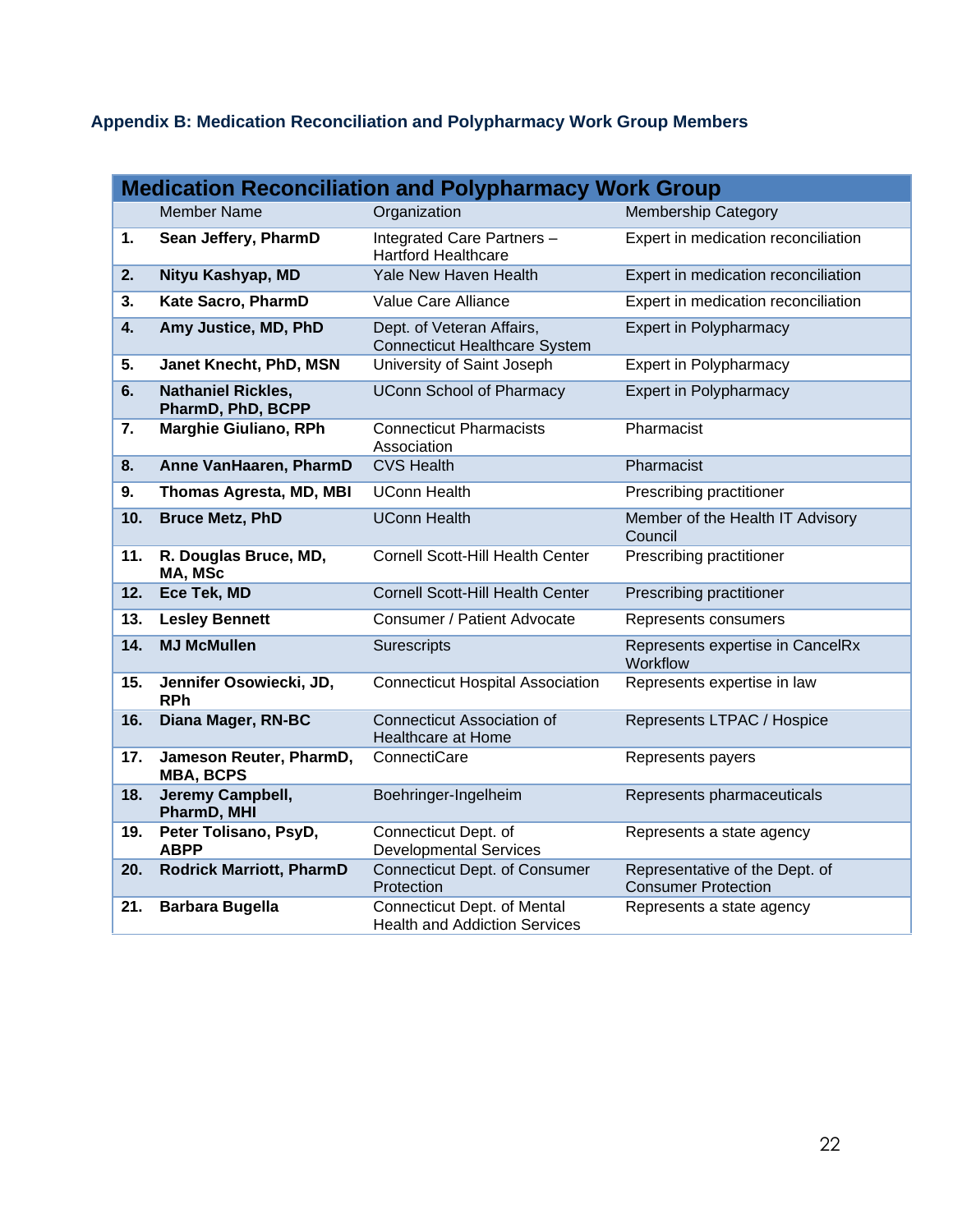## Appendix B: Medication Reconciliation and Polypharmacy Work Group Members

| Medication Reconciliation and Polypharmacy Work Group | | | |
|---|---|---|---|
| | Member Name | Organization | Membership Category |
| 1. | **Sean Jeffery, PharmD** | Integrated Care Partners – Hartford Healthcare | Expert in medication reconciliation |
| 2. | **Nityu Kashyap, MD** | Yale New Haven Health | Expert in medication reconciliation |
| 3. | **Kate Sacro, PharmD** | Value Care Alliance | Expert in medication reconciliation |
| 4. | **Amy Justice, MD, PhD** | Dept. of Veteran Affairs, Connecticut Healthcare System | Expert in Polypharmacy |
| 5. | **Janet Knecht, PhD, MSN** | University of Saint Joseph | Expert in Polypharmacy |
| 6. | **Nathaniel Rickles, PharmD, PhD, BCPP** | UConn School of Pharmacy | Expert in Polypharmacy |
| 7. | **Marghie Giuliano, RPh** | Connecticut Pharmacists Association | Pharmacist |
| 8. | **Anne VanHaaren, PharmD** | CVS Health | Pharmacist |
| 9. | **Thomas Agresta, MD, MBI** | UConn Health | Prescribing practitioner |
| 10. | **Bruce Metz, PhD** | UConn Health | Member of the Health IT Advisory Council |
| 11. | **R. Douglas Bruce, MD, MA, MSc** | Cornell Scott-Hill Health Center | Prescribing practitioner |
| 12. | **Ece Tek, MD** | Cornell Scott-Hill Health Center | Prescribing practitioner |
| 13. | **Lesley Bennett** | Consumer / Patient Advocate | Represents consumers |
| 14. | **MJ McMullen** | Surescripts | Represents expertise in CancelRx Workflow |
| 15. | **Jennifer Osowiecki, JD, RPh** | Connecticut Hospital Association | Represents expertise in law |
| 16. | **Diana Mager, RN-BC** | Connecticut Association of Healthcare at Home | Represents LTPAC / Hospice |
| 17. | **Jameson Reuter, PharmD, MBA, BCPS** | ConnectiCare | Represents payers |
| 18. | **Jeremy Campbell, PharmD, MHI** | Boehringer-Ingelheim | Represents pharmaceuticals |
| 19. | **Peter Tolisano, PsyD, ABPP** | Connecticut Dept. of Developmental Services | Represents a state agency |
| 20. | **Rodrick Marriott, PharmD** | Connecticut Dept. of Consumer Protection | Representative of the Dept. of Consumer Protection |
| 21. | **Barbara Bugella** | Connecticut Dept. of Mental Health and Addiction Services | Represents a state agency |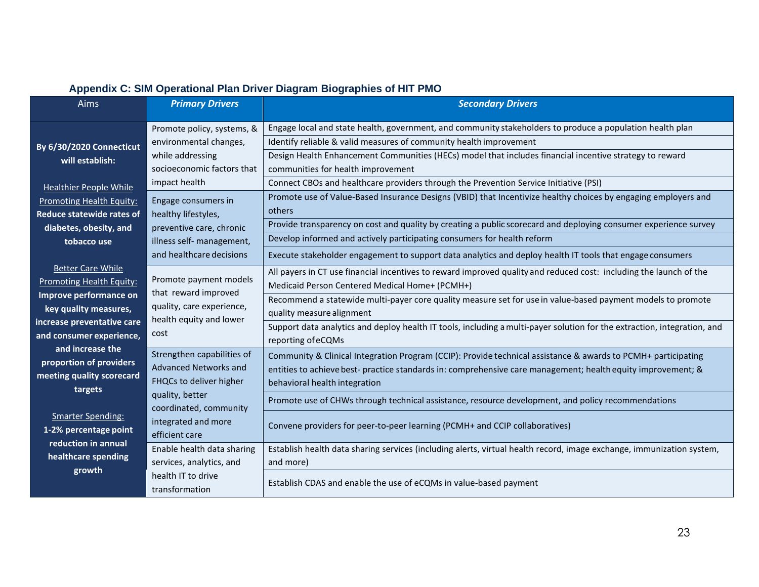### Appendix C: SIM Operational Plan Driver Diagram Biographies of HIT PMO

| Aims | ***Primary Drivers*** | ***Secondary Drivers*** |
|---|---|---|
| **By 6/30/2020 Connecticut will establish:**<br><br>Healthier People While Promoting Health Equity: **Reduce statewide rates of diabetes, obesity, and tobacco use**<br><br>Better Care While Promoting Health Equity: **Improve performance on key quality measures, increase preventative care and consumer experience, and increase the proportion of providers meeting quality scorecard targets**<br><br>Smarter Spending: **1-2% percentage point reduction in annual healthcare spending growth** | Promote policy, systems, & environmental changes, while addressing socioeconomic factors that impact health | Engage local and state health, government, and community stakeholders to produce a population health plan |
| | | Identify reliable & valid measures of community health improvement |
| | | Design Health Enhancement Communities (HECs) model that includes financial incentive strategy to reward communities for health improvement |
| | | Connect CBOs and healthcare providers through the Prevention Service Initiative (PSI) |
| | Engage consumers in healthy lifestyles, preventive care, chronic illness self- management, and healthcare decisions | Promote use of Value-Based Insurance Designs (VBID) that Incentivize healthy choices by engaging employers and others |
| | | Provide transparency on cost and quality by creating a public scorecard and deploying consumer experience survey |
| | | Develop informed and actively participating consumers for health reform |
| | | Execute stakeholder engagement to support data analytics and deploy health IT tools that engage consumers |
| | Promote payment models that reward improved quality, care experience, health equity and lower cost | All payers in CT use financial incentives to reward improved quality and reduced cost: including the launch of the Medicaid Person Centered Medical Home+ (PCMH+) |
| | | Recommend a statewide multi-payer core quality measure set for use in value-based payment models to promote quality measure alignment |
| | | Support data analytics and deploy health IT tools, including a multi-payer solution for the extraction, integration, and reporting of eCQMs |
| | Strengthen capabilities of Advanced Networks and FHQCs to deliver higher quality, better coordinated, community integrated and more efficient care | Community & Clinical Integration Program (CCIP): Provide technical assistance & awards to PCMH+ participating entities to achieve best- practice standards in: comprehensive care management; health equity improvement; & behavioral health integration |
| | | Promote use of CHWs through technical assistance, resource development, and policy recommendations |
| | | Convene providers for peer-to-peer learning (PCMH+ and CCIP collaboratives) |
| | Enable health data sharing services, analytics, and health IT to drive transformation | Establish health data sharing services (including alerts, virtual health record, image exchange, immunization system, and more) |
| | | Establish CDAS and enable the use of eCQMs in value-based payment |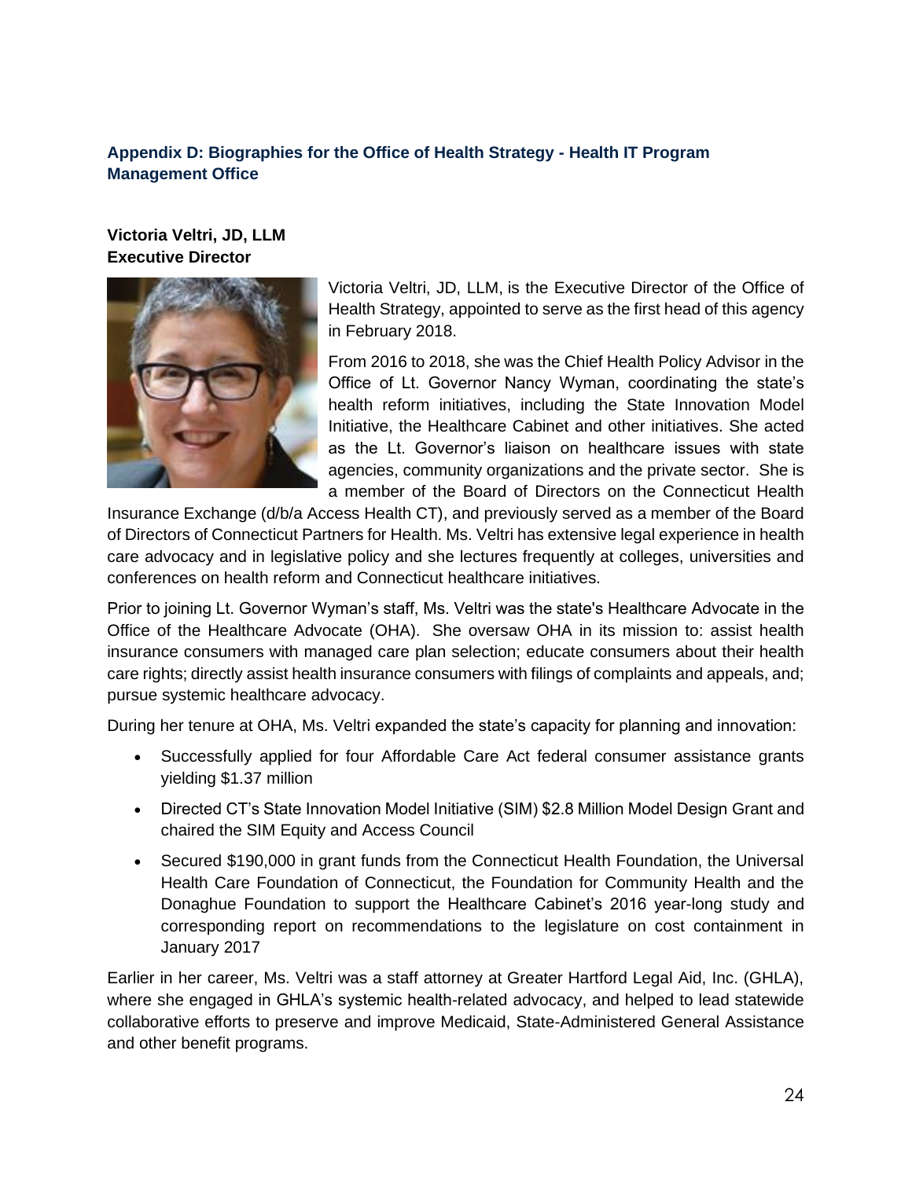## Appendix D: Biographies for the Office of Health Strategy - Health IT Program Management Office

**Victoria Veltri, JD, LLM**
**Executive Director**

Victoria Veltri, JD, LLM, is the Executive Director of the Office of Health Strategy, appointed to serve as the first head of this agency in February 2018.

From 2016 to 2018, she was the Chief Health Policy Advisor in the Office of Lt. Governor Nancy Wyman, coordinating the state's health reform initiatives, including the State Innovation Model Initiative, the Healthcare Cabinet and other initiatives. She acted as the Lt. Governor's liaison on healthcare issues with state agencies, community organizations and the private sector. She is a member of the Board of Directors on the Connecticut Health Insurance Exchange (d/b/a Access Health CT), and previously served as a member of the Board of Directors of Connecticut Partners for Health. Ms. Veltri has extensive legal experience in health care advocacy and in legislative policy and she lectures frequently at colleges, universities and conferences on health reform and Connecticut healthcare initiatives.

Prior to joining Lt. Governor Wyman's staff, Ms. Veltri was the state's Healthcare Advocate in the Office of the Healthcare Advocate (OHA). She oversaw OHA in its mission to: assist health insurance consumers with managed care plan selection; educate consumers about their health care rights; directly assist health insurance consumers with filings of complaints and appeals, and; pursue systemic healthcare advocacy.

During her tenure at OHA, Ms. Veltri expanded the state's capacity for planning and innovation:

- Successfully applied for four Affordable Care Act federal consumer assistance grants yielding $1.37 million
- Directed CT's State Innovation Model Initiative (SIM) $2.8 Million Model Design Grant and chaired the SIM Equity and Access Council
- Secured $190,000 in grant funds from the Connecticut Health Foundation, the Universal Health Care Foundation of Connecticut, the Foundation for Community Health and the Donaghue Foundation to support the Healthcare Cabinet's 2016 year-long study and corresponding report on recommendations to the legislature on cost containment in January 2017

Earlier in her career, Ms. Veltri was a staff attorney at Greater Hartford Legal Aid, Inc. (GHLA), where she engaged in GHLA's systemic health-related advocacy, and helped to lead statewide collaborative efforts to preserve and improve Medicaid, State-Administered General Assistance and other benefit programs.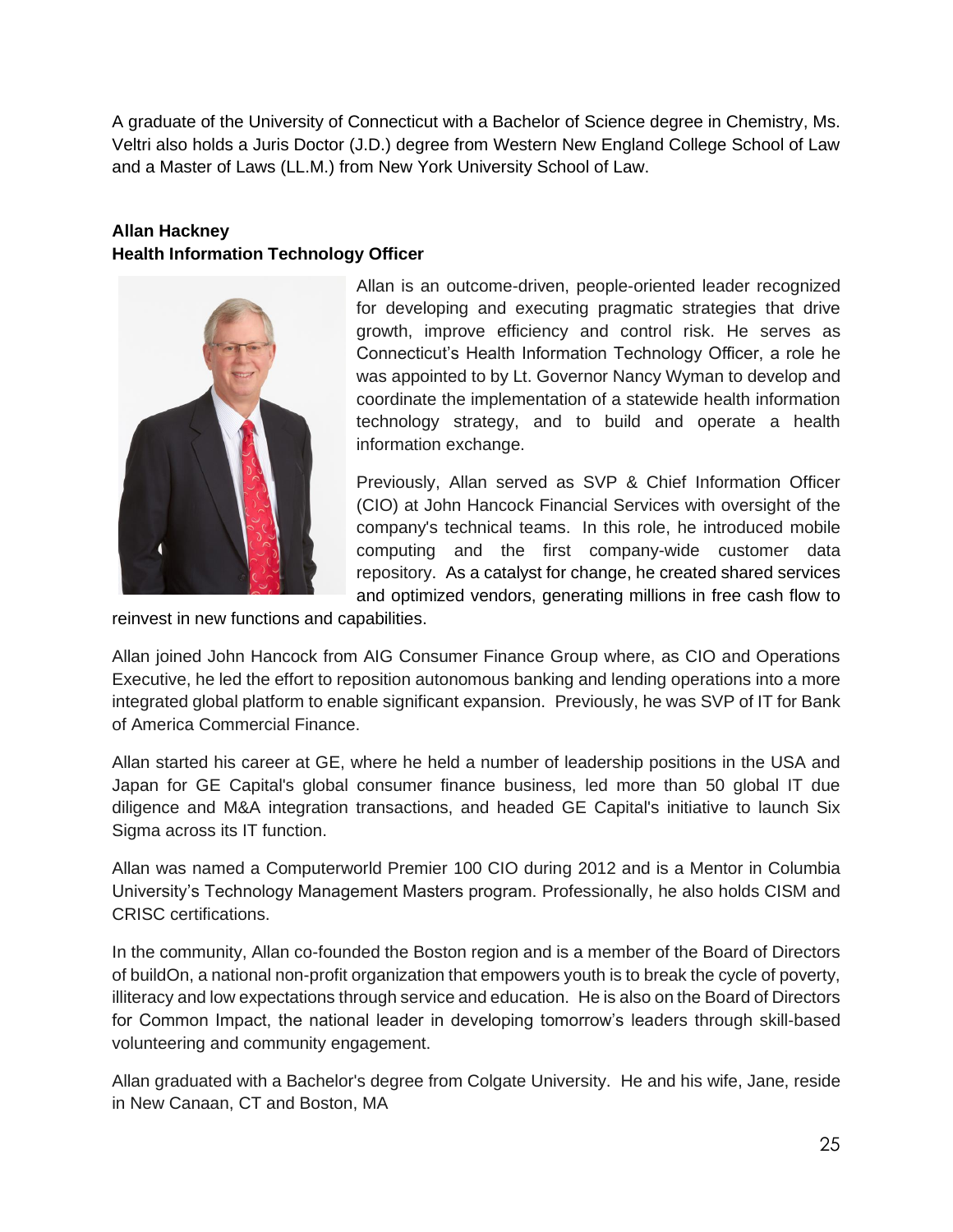A graduate of the University of Connecticut with a Bachelor of Science degree in Chemistry, Ms. Veltri also holds a Juris Doctor (J.D.) degree from Western New England College School of Law and a Master of Laws (LL.M.) from New York University School of Law.

**Allan Hackney**
**Health Information Technology Officer**

Allan is an outcome-driven, people-oriented leader recognized for developing and executing pragmatic strategies that drive growth, improve efficiency and control risk. He serves as Connecticut's Health Information Technology Officer, a role he was appointed to by Lt. Governor Nancy Wyman to develop and coordinate the implementation of a statewide health information technology strategy, and to build and operate a health information exchange.

Previously, Allan served as SVP & Chief Information Officer (CIO) at John Hancock Financial Services with oversight of the company's technical teams. In this role, he introduced mobile computing and the first company-wide customer data repository. As a catalyst for change, he created shared services and optimized vendors, generating millions in free cash flow to reinvest in new functions and capabilities.

Allan joined John Hancock from AIG Consumer Finance Group where, as CIO and Operations Executive, he led the effort to reposition autonomous banking and lending operations into a more integrated global platform to enable significant expansion. Previously, he was SVP of IT for Bank of America Commercial Finance.

Allan started his career at GE, where he held a number of leadership positions in the USA and Japan for GE Capital's global consumer finance business, led more than 50 global IT due diligence and M&A integration transactions, and headed GE Capital's initiative to launch Six Sigma across its IT function.

Allan was named a Computerworld Premier 100 CIO during 2012 and is a Mentor in Columbia University's Technology Management Masters program. Professionally, he also holds CISM and CRISC certifications.

In the community, Allan co-founded the Boston region and is a member of the Board of Directors of buildOn, a national non-profit organization that empowers youth is to break the cycle of poverty, illiteracy and low expectations through service and education. He is also on the Board of Directors for Common Impact, the national leader in developing tomorrow's leaders through skill-based volunteering and community engagement.

Allan graduated with a Bachelor's degree from Colgate University. He and his wife, Jane, reside in New Canaan, CT and Boston, MA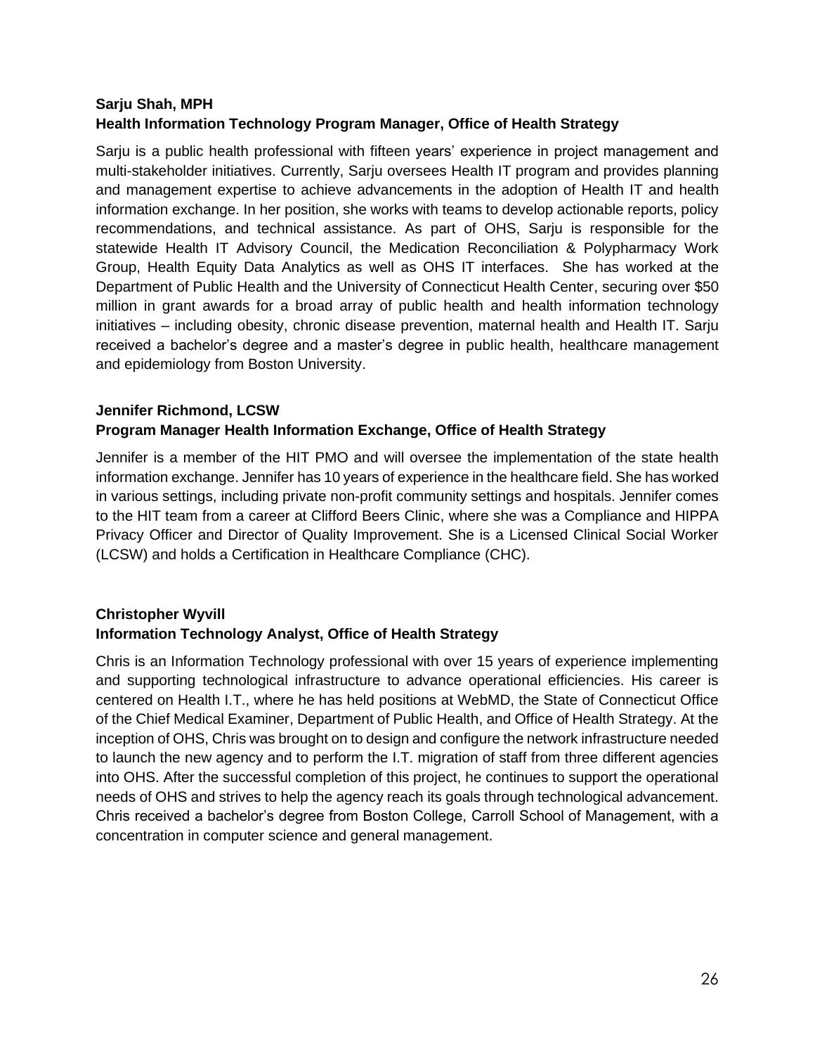**Sarju Shah, MPH**
**Health Information Technology Program Manager, Office of Health Strategy**

Sarju is a public health professional with fifteen years' experience in project management and multi-stakeholder initiatives. Currently, Sarju oversees Health IT program and provides planning and management expertise to achieve advancements in the adoption of Health IT and health information exchange. In her position, she works with teams to develop actionable reports, policy recommendations, and technical assistance. As part of OHS, Sarju is responsible for the statewide Health IT Advisory Council, the Medication Reconciliation & Polypharmacy Work Group, Health Equity Data Analytics as well as OHS IT interfaces. She has worked at the Department of Public Health and the University of Connecticut Health Center, securing over $50 million in grant awards for a broad array of public health and health information technology initiatives – including obesity, chronic disease prevention, maternal health and Health IT. Sarju received a bachelor's degree and a master's degree in public health, healthcare management and epidemiology from Boston University.

**Jennifer Richmond, LCSW**
**Program Manager Health Information Exchange, Office of Health Strategy**

Jennifer is a member of the HIT PMO and will oversee the implementation of the state health information exchange. Jennifer has 10 years of experience in the healthcare field. She has worked in various settings, including private non-profit community settings and hospitals. Jennifer comes to the HIT team from a career at Clifford Beers Clinic, where she was a Compliance and HIPPA Privacy Officer and Director of Quality Improvement. She is a Licensed Clinical Social Worker (LCSW) and holds a Certification in Healthcare Compliance (CHC).

**Christopher Wyvill**
**Information Technology Analyst, Office of Health Strategy**

Chris is an Information Technology professional with over 15 years of experience implementing and supporting technological infrastructure to advance operational efficiencies. His career is centered on Health I.T., where he has held positions at WebMD, the State of Connecticut Office of the Chief Medical Examiner, Department of Public Health, and Office of Health Strategy. At the inception of OHS, Chris was brought on to design and configure the network infrastructure needed to launch the new agency and to perform the I.T. migration of staff from three different agencies into OHS. After the successful completion of this project, he continues to support the operational needs of OHS and strives to help the agency reach its goals through technological advancement. Chris received a bachelor's degree from Boston College, Carroll School of Management, with a concentration in computer science and general management.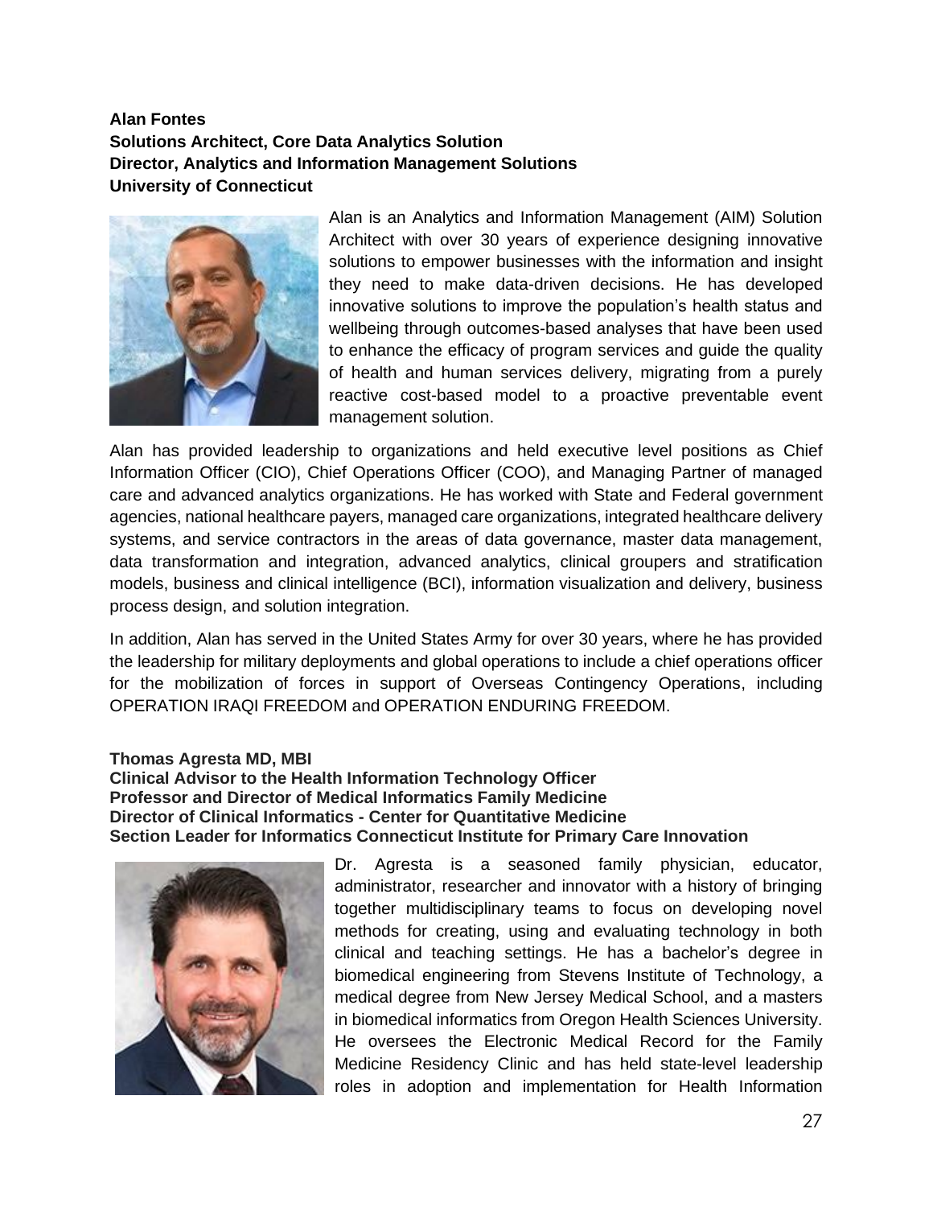**Alan Fontes**
**Solutions Architect, Core Data Analytics Solution**
**Director, Analytics and Information Management Solutions**
**University of Connecticut**

Alan is an Analytics and Information Management (AIM) Solution Architect with over 30 years of experience designing innovative solutions to empower businesses with the information and insight they need to make data-driven decisions. He has developed innovative solutions to improve the population's health status and wellbeing through outcomes-based analyses that have been used to enhance the efficacy of program services and guide the quality of health and human services delivery, migrating from a purely reactive cost-based model to a proactive preventable event management solution.

Alan has provided leadership to organizations and held executive level positions as Chief Information Officer (CIO), Chief Operations Officer (COO), and Managing Partner of managed care and advanced analytics organizations. He has worked with State and Federal government agencies, national healthcare payers, managed care organizations, integrated healthcare delivery systems, and service contractors in the areas of data governance, master data management, data transformation and integration, advanced analytics, clinical groupers and stratification models, business and clinical intelligence (BCI), information visualization and delivery, business process design, and solution integration.

In addition, Alan has served in the United States Army for over 30 years, where he has provided the leadership for military deployments and global operations to include a chief operations officer for the mobilization of forces in support of Overseas Contingency Operations, including OPERATION IRAQI FREEDOM and OPERATION ENDURING FREEDOM.

**Thomas Agresta MD, MBI**
**Clinical Advisor to the Health Information Technology Officer**
**Professor and Director of Medical Informatics Family Medicine**
**Director of Clinical Informatics - Center for Quantitative Medicine**
**Section Leader for Informatics Connecticut Institute for Primary Care Innovation**

Dr. Agresta is a seasoned family physician, educator, administrator, researcher and innovator with a history of bringing together multidisciplinary teams to focus on developing novel methods for creating, using and evaluating technology in both clinical and teaching settings. He has a bachelor's degree in biomedical engineering from Stevens Institute of Technology, a medical degree from New Jersey Medical School, and a masters in biomedical informatics from Oregon Health Sciences University. He oversees the Electronic Medical Record for the Family Medicine Residency Clinic and has held state-level leadership roles in adoption and implementation for Health Information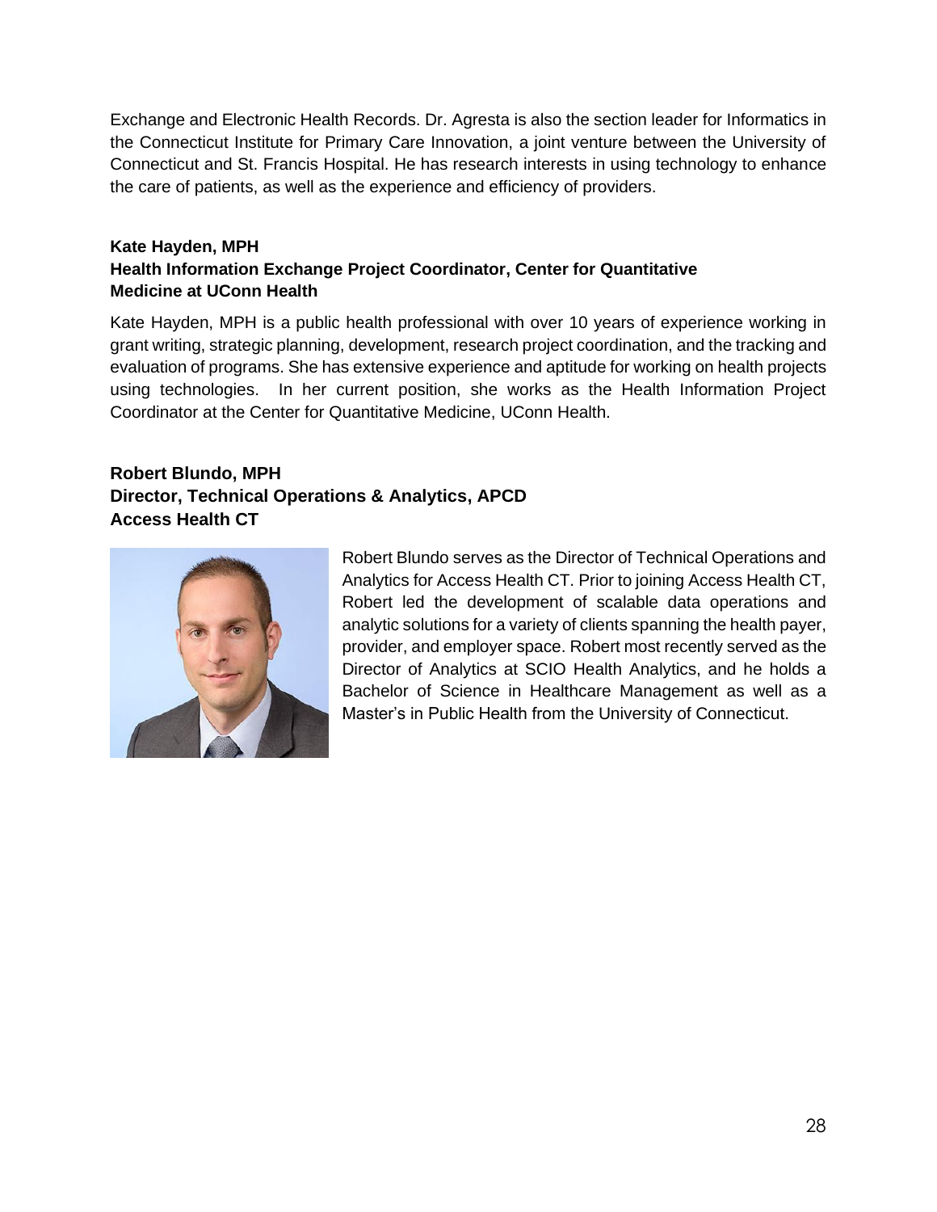Exchange and Electronic Health Records. Dr. Agresta is also the section leader for Informatics in the Connecticut Institute for Primary Care Innovation, a joint venture between the University of Connecticut and St. Francis Hospital. He has research interests in using technology to enhance the care of patients, as well as the experience and efficiency of providers.

**Kate Hayden, MPH**
**Health Information Exchange Project Coordinator, Center for Quantitative Medicine at UConn Health**

Kate Hayden, MPH is a public health professional with over 10 years of experience working in grant writing, strategic planning, development, research project coordination, and the tracking and evaluation of programs. She has extensive experience and aptitude for working on health projects using technologies. In her current position, she works as the Health Information Project Coordinator at the Center for Quantitative Medicine, UConn Health.

**Robert Blundo, MPH**
**Director, Technical Operations & Analytics, APCD**
**Access Health CT**

Robert Blundo serves as the Director of Technical Operations and Analytics for Access Health CT. Prior to joining Access Health CT, Robert led the development of scalable data operations and analytic solutions for a variety of clients spanning the health payer, provider, and employer space. Robert most recently served as the Director of Analytics at SCIO Health Analytics, and he holds a Bachelor of Science in Healthcare Management as well as a Master's in Public Health from the University of Connecticut.